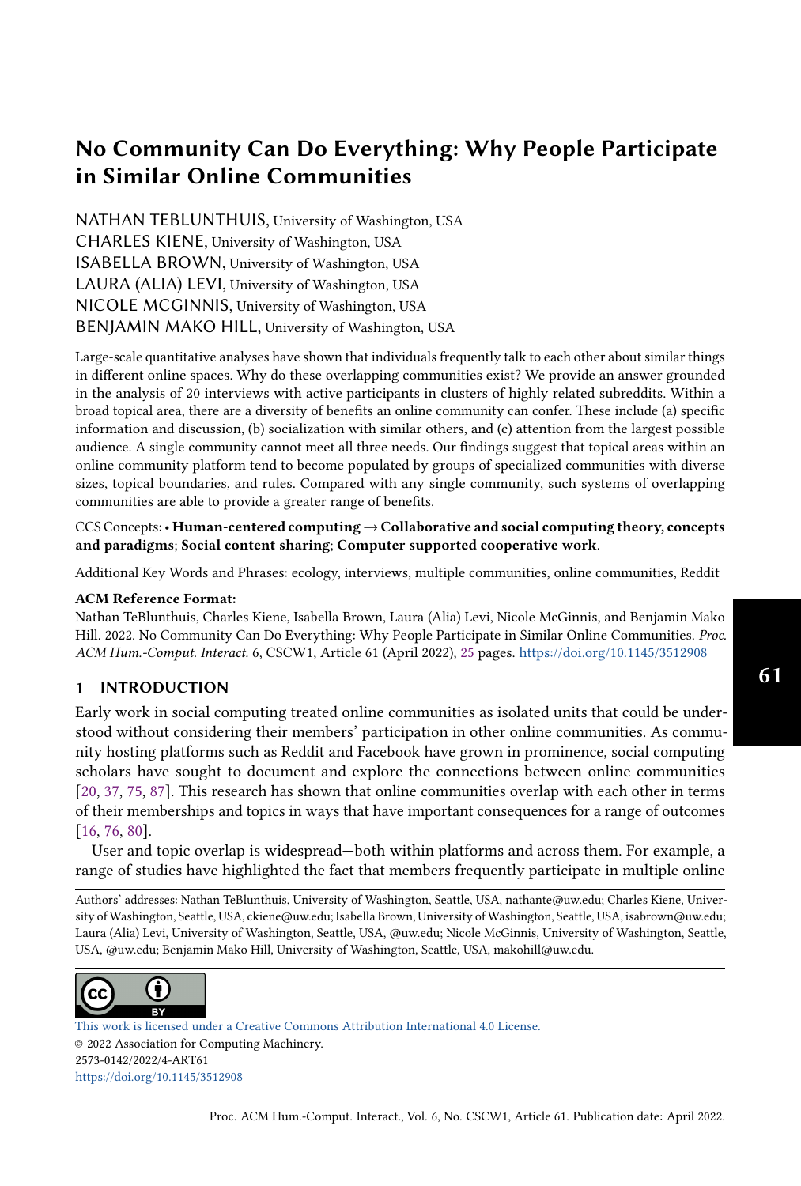# No Community Can Do Everything: Why People Participate in Similar Online Communities

NATHAN TEBLUNTHUIS, University of Washington, USA
CHARLES KIENE, University of Washington, USA
ISABELLA BROWN, University of Washington, USA
LAURA (ALIA) LEVI, University of Washington, USA
NICOLE MCGINNIS, University of Washington, USA
BENJAMIN MAKO HILL, University of Washington, USA

Large-scale quantitative analyses have shown that individuals frequently talk to each other about similar things in different online spaces. Why do these overlapping communities exist? We provide an answer grounded in the analysis of 20 interviews with active participants in clusters of highly related subreddits. Within a broad topical area, there are a diversity of benefits an online community can confer. These include (a) specific information and discussion, (b) socialization with similar others, and (c) attention from the largest possible audience. A single community cannot meet all three needs. Our findings suggest that topical areas within an online community platform tend to become populated by groups of specialized communities with diverse sizes, topical boundaries, and rules. Compared with any single community, such systems of overlapping communities are able to provide a greater range of benefits.

CCS Concepts: • **Human-centered computing → Collaborative and social computing theory, concepts and paradigms**; **Social content sharing**; **Computer supported cooperative work**.

Additional Key Words and Phrases: ecology, interviews, multiple communities, online communities, Reddit

**ACM Reference Format:**
Nathan TeBlunthuis, Charles Kiene, Isabella Brown, Laura (Alia) Levi, Nicole McGinnis, and Benjamin Mako Hill. 2022. No Community Can Do Everything: Why People Participate in Similar Online Communities. *Proc. ACM Hum.-Comput. Interact.* 6, CSCW1, Article 61 (April 2022), 25 pages. https://doi.org/10.1145/3512908

## 1 INTRODUCTION

Early work in social computing treated online communities as isolated units that could be understood without considering their members' participation in other online communities. As community hosting platforms such as Reddit and Facebook have grown in prominence, social computing scholars have sought to document and explore the connections between online communities [20, 37, 75, 87]. This research has shown that online communities overlap with each other in terms of their memberships and topics in ways that have important consequences for a range of outcomes [16, 76, 80].

User and topic overlap is widespread—both within platforms and across them. For example, a range of studies have highlighted the fact that members frequently participate in multiple online

Authors' addresses: Nathan TeBlunthuis, University of Washington, Seattle, USA, nathante@uw.edu; Charles Kiene, University of Washington, Seattle, USA, ckiene@uw.edu; Isabella Brown, University of Washington, Seattle, USA, isabrown@uw.edu; Laura (Alia) Levi, University of Washington, Seattle, USA, @uw.edu; Nicole McGinnis, University of Washington, Seattle, USA, @uw.edu; Benjamin Mako Hill, University of Washington, Seattle, USA, makohill@uw.edu.

This work is licensed under a Creative Commons Attribution International 4.0 License.
© 2022 Association for Computing Machinery.
2573-0142/2022/4-ART61
https://doi.org/10.1145/3512908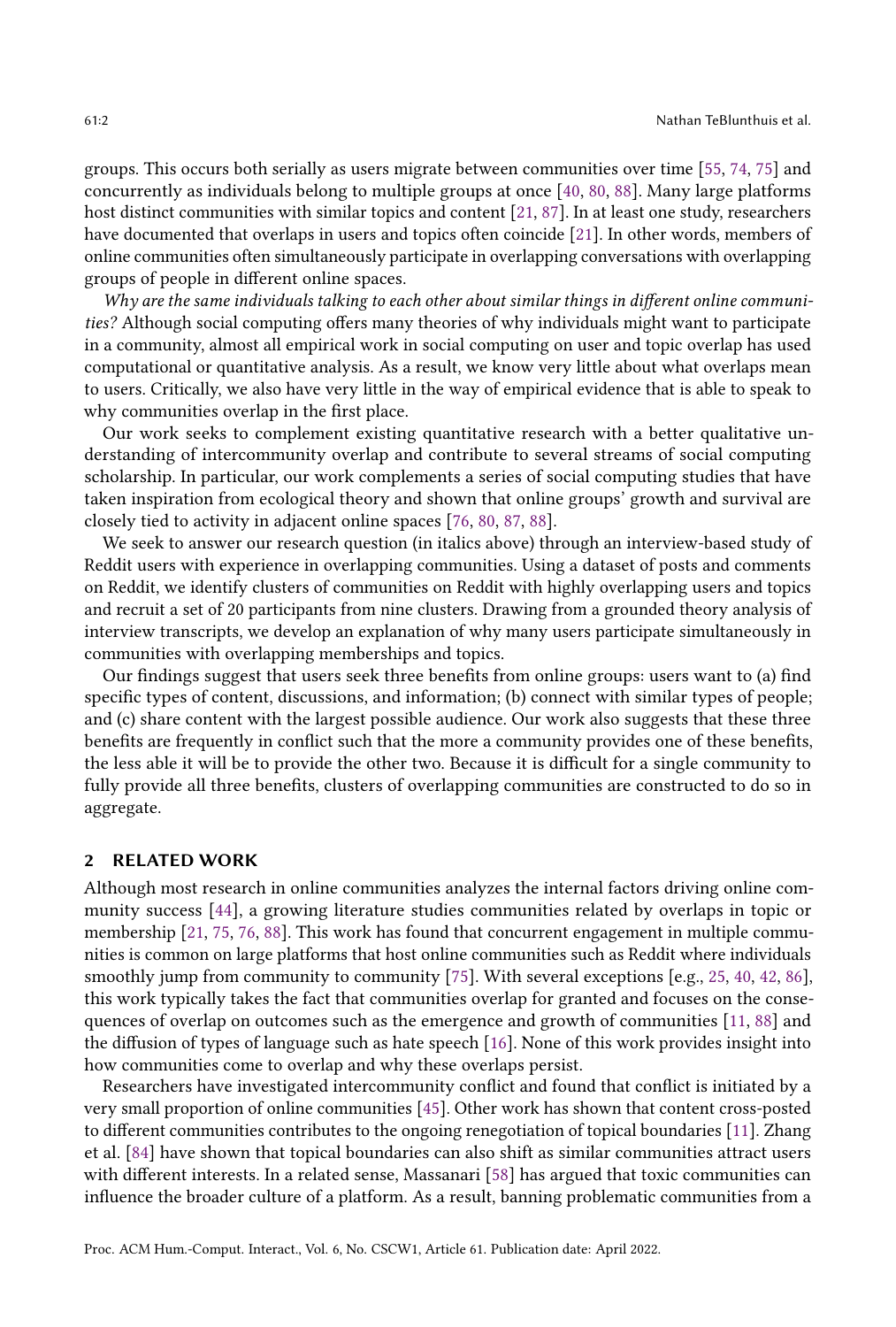groups. This occurs both serially as users migrate between communities over time [55, 74, 75] and concurrently as individuals belong to multiple groups at once [40, 80, 88]. Many large platforms host distinct communities with similar topics and content [21, 87]. In at least one study, researchers have documented that overlaps in users and topics often coincide [21]. In other words, members of online communities often simultaneously participate in overlapping conversations with overlapping groups of people in different online spaces.

*Why are the same individuals talking to each other about similar things in different online communities?* Although social computing offers many theories of why individuals might want to participate in a community, almost all empirical work in social computing on user and topic overlap has used computational or quantitative analysis. As a result, we know very little about what overlaps mean to users. Critically, we also have very little in the way of empirical evidence that is able to speak to why communities overlap in the first place.

Our work seeks to complement existing quantitative research with a better qualitative understanding of intercommunity overlap and contribute to several streams of social computing scholarship. In particular, our work complements a series of social computing studies that have taken inspiration from ecological theory and shown that online groups' growth and survival are closely tied to activity in adjacent online spaces [76, 80, 87, 88].

We seek to answer our research question (in italics above) through an interview-based study of Reddit users with experience in overlapping communities. Using a dataset of posts and comments on Reddit, we identify clusters of communities on Reddit with highly overlapping users and topics and recruit a set of 20 participants from nine clusters. Drawing from a grounded theory analysis of interview transcripts, we develop an explanation of why many users participate simultaneously in communities with overlapping memberships and topics.

Our findings suggest that users seek three benefits from online groups: users want to (a) find specific types of content, discussions, and information; (b) connect with similar types of people; and (c) share content with the largest possible audience. Our work also suggests that these three benefits are frequently in conflict such that the more a community provides one of these benefits, the less able it will be to provide the other two. Because it is difficult for a single community to fully provide all three benefits, clusters of overlapping communities are constructed to do so in aggregate.

## 2 RELATED WORK

Although most research in online communities analyzes the internal factors driving online community success [44], a growing literature studies communities related by overlaps in topic or membership [21, 75, 76, 88]. This work has found that concurrent engagement in multiple communities is common on large platforms that host online communities such as Reddit where individuals smoothly jump from community to community [75]. With several exceptions [e.g., 25, 40, 42, 86], this work typically takes the fact that communities overlap for granted and focuses on the consequences of overlap on outcomes such as the emergence and growth of communities [11, 88] and the diffusion of types of language such as hate speech [16]. None of this work provides insight into how communities come to overlap and why these overlaps persist.

Researchers have investigated intercommunity conflict and found that conflict is initiated by a very small proportion of online communities [45]. Other work has shown that content cross-posted to different communities contributes to the ongoing renegotiation of topical boundaries [11]. Zhang et al. [84] have shown that topical boundaries can also shift as similar communities attract users with different interests. In a related sense, Massanari [58] has argued that toxic communities can influence the broader culture of a platform. As a result, banning problematic communities from a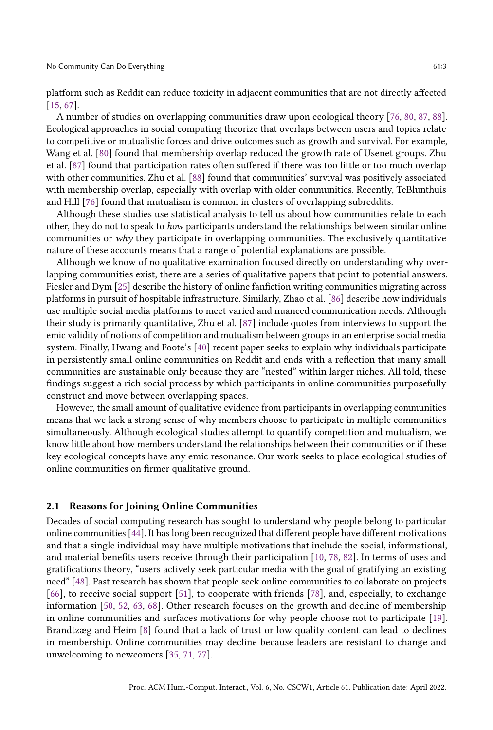platform such as Reddit can reduce toxicity in adjacent communities that are not directly affected [15, 67].

A number of studies on overlapping communities draw upon ecological theory [76, 80, 87, 88]. Ecological approaches in social computing theorize that overlaps between users and topics relate to competitive or mutualistic forces and drive outcomes such as growth and survival. For example, Wang et al. [80] found that membership overlap reduced the growth rate of Usenet groups. Zhu et al. [87] found that participation rates often suffered if there was too little or too much overlap with other communities. Zhu et al. [88] found that communities' survival was positively associated with membership overlap, especially with overlap with older communities. Recently, TeBlunthuis and Hill [76] found that mutualism is common in clusters of overlapping subreddits.

Although these studies use statistical analysis to tell us about how communities relate to each other, they do not to speak to *how* participants understand the relationships between similar online communities or *why* they participate in overlapping communities. The exclusively quantitative nature of these accounts means that a range of potential explanations are possible.

Although we know of no qualitative examination focused directly on understanding why overlapping communities exist, there are a series of qualitative papers that point to potential answers. Fiesler and Dym [25] describe the history of online fanfiction writing communities migrating across platforms in pursuit of hospitable infrastructure. Similarly, Zhao et al. [86] describe how individuals use multiple social media platforms to meet varied and nuanced communication needs. Although their study is primarily quantitative, Zhu et al. [87] include quotes from interviews to support the emic validity of notions of competition and mutualism between groups in an enterprise social media system. Finally, Hwang and Foote's [40] recent paper seeks to explain why individuals participate in persistently small online communities on Reddit and ends with a reflection that many small communities are sustainable only because they are "nested" within larger niches. All told, these findings suggest a rich social process by which participants in online communities purposefully construct and move between overlapping spaces.

However, the small amount of qualitative evidence from participants in overlapping communities means that we lack a strong sense of why members choose to participate in multiple communities simultaneously. Although ecological studies attempt to quantify competition and mutualism, we know little about how members understand the relationships between their communities or if these key ecological concepts have any emic resonance. Our work seeks to place ecological studies of online communities on firmer qualitative ground.

### 2.1 Reasons for Joining Online Communities

Decades of social computing research has sought to understand why people belong to particular online communities [44]. It has long been recognized that different people have different motivations and that a single individual may have multiple motivations that include the social, informational, and material benefits users receive through their participation [10, 78, 82]. In terms of uses and gratifications theory, "users actively seek particular media with the goal of gratifying an existing need" [48]. Past research has shown that people seek online communities to collaborate on projects [66], to receive social support [51], to cooperate with friends [78], and, especially, to exchange information [50, 52, 63, 68]. Other research focuses on the growth and decline of membership in online communities and surfaces motivations for why people choose not to participate [19]. Brandtzæg and Heim [8] found that a lack of trust or low quality content can lead to declines in membership. Online communities may decline because leaders are resistant to change and unwelcoming to newcomers [35, 71, 77].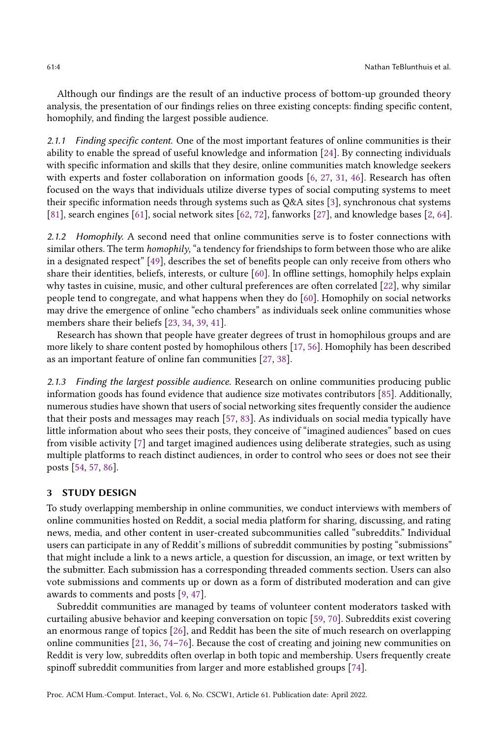Although our findings are the result of an inductive process of bottom-up grounded theory analysis, the presentation of our findings relies on three existing concepts: finding specific content, homophily, and finding the largest possible audience.

#### 2.1.1 *Finding specific content.*

One of the most important features of online communities is their ability to enable the spread of useful knowledge and information [24]. By connecting individuals with specific information and skills that they desire, online communities match knowledge seekers with experts and foster collaboration on information goods [6, 27, 31, 46]. Research has often focused on the ways that individuals utilize diverse types of social computing systems to meet their specific information needs through systems such as Q&A sites [3], synchronous chat systems [81], search engines [61], social network sites [62, 72], fanworks [27], and knowledge bases [2, 64].

#### 2.1.2 *Homophily.*

A second need that online communities serve is to foster connections with similar others. The term *homophily*, "a tendency for friendships to form between those who are alike in a designated respect" [49], describes the set of benefits people can only receive from others who share their identities, beliefs, interests, or culture [60]. In offline settings, homophily helps explain why tastes in cuisine, music, and other cultural preferences are often correlated [22], why similar people tend to congregate, and what happens when they do [60]. Homophily on social networks may drive the emergence of online "echo chambers" as individuals seek online communities whose members share their beliefs [23, 34, 39, 41].

Research has shown that people have greater degrees of trust in homophilous groups and are more likely to share content posted by homophilous others [17, 56]. Homophily has been described as an important feature of online fan communities [27, 38].

#### 2.1.3 *Finding the largest possible audience.*

Research on online communities producing public information goods has found evidence that audience size motivates contributors [85]. Additionally, numerous studies have shown that users of social networking sites frequently consider the audience that their posts and messages may reach [57, 83]. As individuals on social media typically have little information about who sees their posts, they conceive of "imagined audiences" based on cues from visible activity [7] and target imagined audiences using deliberate strategies, such as using multiple platforms to reach distinct audiences, in order to control who sees or does not see their posts [54, 57, 86].

## 3 STUDY DESIGN

To study overlapping membership in online communities, we conduct interviews with members of online communities hosted on Reddit, a social media platform for sharing, discussing, and rating news, media, and other content in user-created subcommunities called "subreddits." Individual users can participate in any of Reddit's millions of subreddit communities by posting "submissions" that might include a link to a news article, a question for discussion, an image, or text written by the submitter. Each submission has a corresponding threaded comments section. Users can also vote submissions and comments up or down as a form of distributed moderation and can give awards to comments and posts [9, 47].

Subreddit communities are managed by teams of volunteer content moderators tasked with curtailing abusive behavior and keeping conversation on topic [59, 70]. Subreddits exist covering an enormous range of topics [26], and Reddit has been the site of much research on overlapping online communities [21, 36, 74–76]. Because the cost of creating and joining new communities on Reddit is very low, subreddits often overlap in both topic and membership. Users frequently create spinoff subreddit communities from larger and more established groups [74].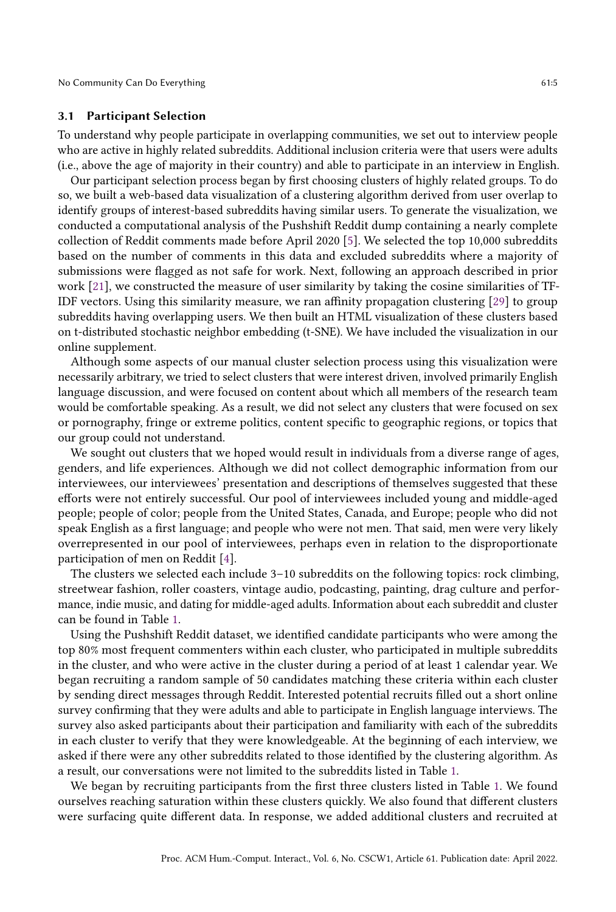### 3.1 Participant Selection

To understand why people participate in overlapping communities, we set out to interview people who are active in highly related subreddits. Additional inclusion criteria were that users were adults (i.e., above the age of majority in their country) and able to participate in an interview in English.

Our participant selection process began by first choosing clusters of highly related groups. To do so, we built a web-based data visualization of a clustering algorithm derived from user overlap to identify groups of interest-based subreddits having similar users. To generate the visualization, we conducted a computational analysis of the Pushshift Reddit dump containing a nearly complete collection of Reddit comments made before April 2020 [5]. We selected the top 10,000 subreddits based on the number of comments in this data and excluded subreddits where a majority of submissions were flagged as not safe for work. Next, following an approach described in prior work [21], we constructed the measure of user similarity by taking the cosine similarities of TF-IDF vectors. Using this similarity measure, we ran affinity propagation clustering [29] to group subreddits having overlapping users. We then built an HTML visualization of these clusters based on t-distributed stochastic neighbor embedding (t-SNE). We have included the visualization in our online supplement.

Although some aspects of our manual cluster selection process using this visualization were necessarily arbitrary, we tried to select clusters that were interest driven, involved primarily English language discussion, and were focused on content about which all members of the research team would be comfortable speaking. As a result, we did not select any clusters that were focused on sex or pornography, fringe or extreme politics, content specific to geographic regions, or topics that our group could not understand.

We sought out clusters that we hoped would result in individuals from a diverse range of ages, genders, and life experiences. Although we did not collect demographic information from our interviewees, our interviewees' presentation and descriptions of themselves suggested that these efforts were not entirely successful. Our pool of interviewees included young and middle-aged people; people of color; people from the United States, Canada, and Europe; people who did not speak English as a first language; and people who were not men. That said, men were very likely overrepresented in our pool of interviewees, perhaps even in relation to the disproportionate participation of men on Reddit [4].

The clusters we selected each include 3–10 subreddits on the following topics: rock climbing, streetwear fashion, roller coasters, vintage audio, podcasting, painting, drag culture and performance, indie music, and dating for middle-aged adults. Information about each subreddit and cluster can be found in Table 1.

Using the Pushshift Reddit dataset, we identified candidate participants who were among the top 80% most frequent commenters within each cluster, who participated in multiple subreddits in the cluster, and who were active in the cluster during a period of at least 1 calendar year. We began recruiting a random sample of 50 candidates matching these criteria within each cluster by sending direct messages through Reddit. Interested potential recruits filled out a short online survey confirming that they were adults and able to participate in English language interviews. The survey also asked participants about their participation and familiarity with each of the subreddits in each cluster to verify that they were knowledgeable. At the beginning of each interview, we asked if there were any other subreddits related to those identified by the clustering algorithm. As a result, our conversations were not limited to the subreddits listed in Table 1.

We began by recruiting participants from the first three clusters listed in Table 1. We found ourselves reaching saturation within these clusters quickly. We also found that different clusters were surfacing quite different data. In response, we added additional clusters and recruited at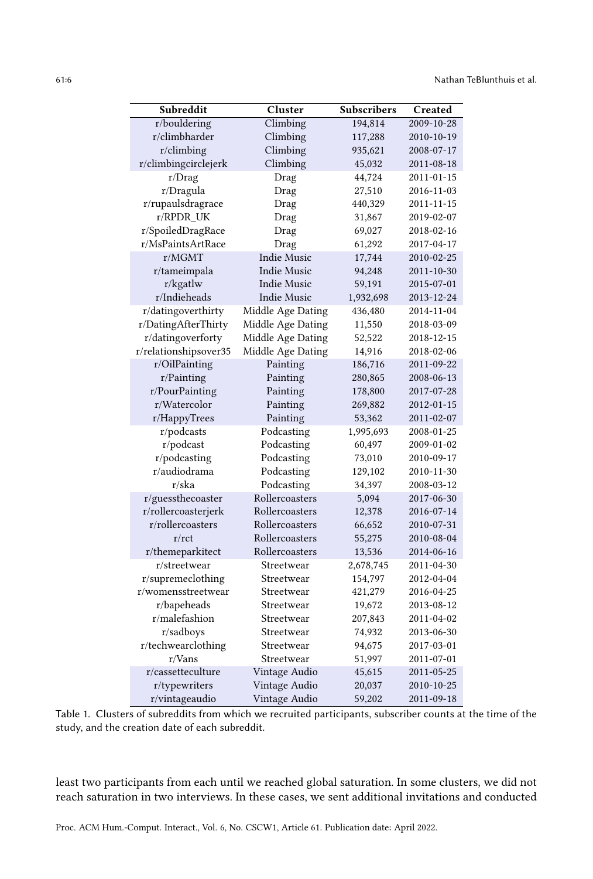| Subreddit | Cluster | Subscribers | Created |
|---|---|---|---|
| r/bouldering | Climbing | 194,814 | 2009-10-28 |
| r/climbharder | Climbing | 117,288 | 2010-10-19 |
| r/climbing | Climbing | 935,621 | 2008-07-17 |
| r/climbingcirclejerk | Climbing | 45,032 | 2011-08-18 |
| r/Drag | Drag | 44,724 | 2011-01-15 |
| r/Dragula | Drag | 27,510 | 2016-11-03 |
| r/rupaulsdragrace | Drag | 440,329 | 2011-11-15 |
| r/RPDR_UK | Drag | 31,867 | 2019-02-07 |
| r/SpoiledDragRace | Drag | 69,027 | 2018-02-16 |
| r/MsPaintsArtRace | Drag | 61,292 | 2017-04-17 |
| r/MGMT | Indie Music | 17,744 | 2010-02-25 |
| r/tameimpala | Indie Music | 94,248 | 2011-10-30 |
| r/kgatlw | Indie Music | 59,191 | 2015-07-01 |
| r/Indieheads | Indie Music | 1,932,698 | 2013-12-24 |
| r/datingoverthirty | Middle Age Dating | 436,480 | 2014-11-04 |
| r/DatingAfterThirty | Middle Age Dating | 11,550 | 2018-03-09 |
| r/datingoverforty | Middle Age Dating | 52,522 | 2018-12-15 |
| r/relationshipsover35 | Middle Age Dating | 14,916 | 2018-02-06 |
| r/OilPainting | Painting | 186,716 | 2011-09-22 |
| r/Painting | Painting | 280,865 | 2008-06-13 |
| r/PourPainting | Painting | 178,800 | 2017-07-28 |
| r/Watercolor | Painting | 269,882 | 2012-01-15 |
| r/HappyTrees | Painting | 53,362 | 2011-02-07 |
| r/podcasts | Podcasting | 1,995,693 | 2008-01-25 |
| r/podcast | Podcasting | 60,497 | 2009-01-02 |
| r/podcasting | Podcasting | 73,010 | 2010-09-17 |
| r/audiodrama | Podcasting | 129,102 | 2010-11-30 |
| r/ska | Podcasting | 34,397 | 2008-03-12 |
| r/guessthecoaster | Rollercoasters | 5,094 | 2017-06-30 |
| r/rollercoasterjerk | Rollercoasters | 12,378 | 2016-07-14 |
| r/rollercoasters | Rollercoasters | 66,652 | 2010-07-31 |
| r/rct | Rollercoasters | 55,275 | 2010-08-04 |
| r/themeparkitect | Rollercoasters | 13,536 | 2014-06-16 |
| r/streetwear | Streetwear | 2,678,745 | 2011-04-30 |
| r/supremeclothing | Streetwear | 154,797 | 2012-04-04 |
| r/womensstreetwear | Streetwear | 421,279 | 2016-04-25 |
| r/bapeheads | Streetwear | 19,672 | 2013-08-12 |
| r/malefashion | Streetwear | 207,843 | 2011-04-02 |
| r/sadboys | Streetwear | 74,932 | 2013-06-30 |
| r/techwearclothing | Streetwear | 94,675 | 2017-03-01 |
| r/Vans | Streetwear | 51,997 | 2011-07-01 |
| r/cassetteculture | Vintage Audio | 45,615 | 2011-05-25 |
| r/typewriters | Vintage Audio | 20,037 | 2010-10-25 |
| r/vintageaudio | Vintage Audio | 59,202 | 2011-09-18 |

Table 1. Clusters of subreddits from which we recruited participants, subscriber counts at the time of the study, and the creation date of each subreddit.

least two participants from each until we reached global saturation. In some clusters, we did not reach saturation in two interviews. In these cases, we sent additional invitations and conducted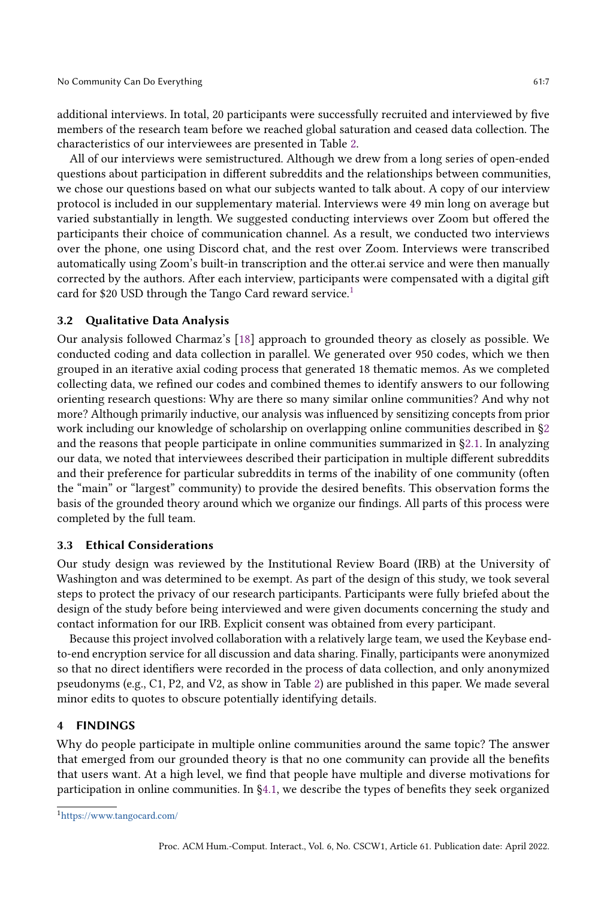additional interviews. In total, 20 participants were successfully recruited and interviewed by five members of the research team before we reached global saturation and ceased data collection. The characteristics of our interviewees are presented in Table 2.

All of our interviews were semistructured. Although we drew from a long series of open-ended questions about participation in different subreddits and the relationships between communities, we chose our questions based on what our subjects wanted to talk about. A copy of our interview protocol is included in our supplementary material. Interviews were 49 min long on average but varied substantially in length. We suggested conducting interviews over Zoom but offered the participants their choice of communication channel. As a result, we conducted two interviews over the phone, one using Discord chat, and the rest over Zoom. Interviews were transcribed automatically using Zoom's built-in transcription and the otter.ai service and were then manually corrected by the authors. After each interview, participants were compensated with a digital gift card for $20 USD through the Tango Card reward service.[1]

### 3.2 Qualitative Data Analysis

Our analysis followed Charmaz's [18] approach to grounded theory as closely as possible. We conducted coding and data collection in parallel. We generated over 950 codes, which we then grouped in an iterative axial coding process that generated 18 thematic memos. As we completed collecting data, we refined our codes and combined themes to identify answers to our following orienting research questions: Why are there so many similar online communities? And why not more? Although primarily inductive, our analysis was influenced by sensitizing concepts from prior work including our knowledge of scholarship on overlapping online communities described in §2 and the reasons that people participate in online communities summarized in §2.1. In analyzing our data, we noted that interviewees described their participation in multiple different subreddits and their preference for particular subreddits in terms of the inability of one community (often the "main" or "largest" community) to provide the desired benefits. This observation forms the basis of the grounded theory around which we organize our findings. All parts of this process were completed by the full team.

### 3.3 Ethical Considerations

Our study design was reviewed by the Institutional Review Board (IRB) at the University of Washington and was determined to be exempt. As part of the design of this study, we took several steps to protect the privacy of our research participants. Participants were fully briefed about the design of the study before being interviewed and were given documents concerning the study and contact information for our IRB. Explicit consent was obtained from every participant.

Because this project involved collaboration with a relatively large team, we used the Keybase end-to-end encryption service for all discussion and data sharing. Finally, participants were anonymized so that no direct identifiers were recorded in the process of data collection, and only anonymized pseudonyms (e.g., C1, P2, and V2, as show in Table 2) are published in this paper. We made several minor edits to quotes to obscure potentially identifying details.

## 4 FINDINGS

Why do people participate in multiple online communities around the same topic? The answer that emerged from our grounded theory is that no one community can provide all the benefits that users want. At a high level, we find that people have multiple and diverse motivations for participation in online communities. In §4.1, we describe the types of benefits they seek organized

[1] https://www.tangocard.com/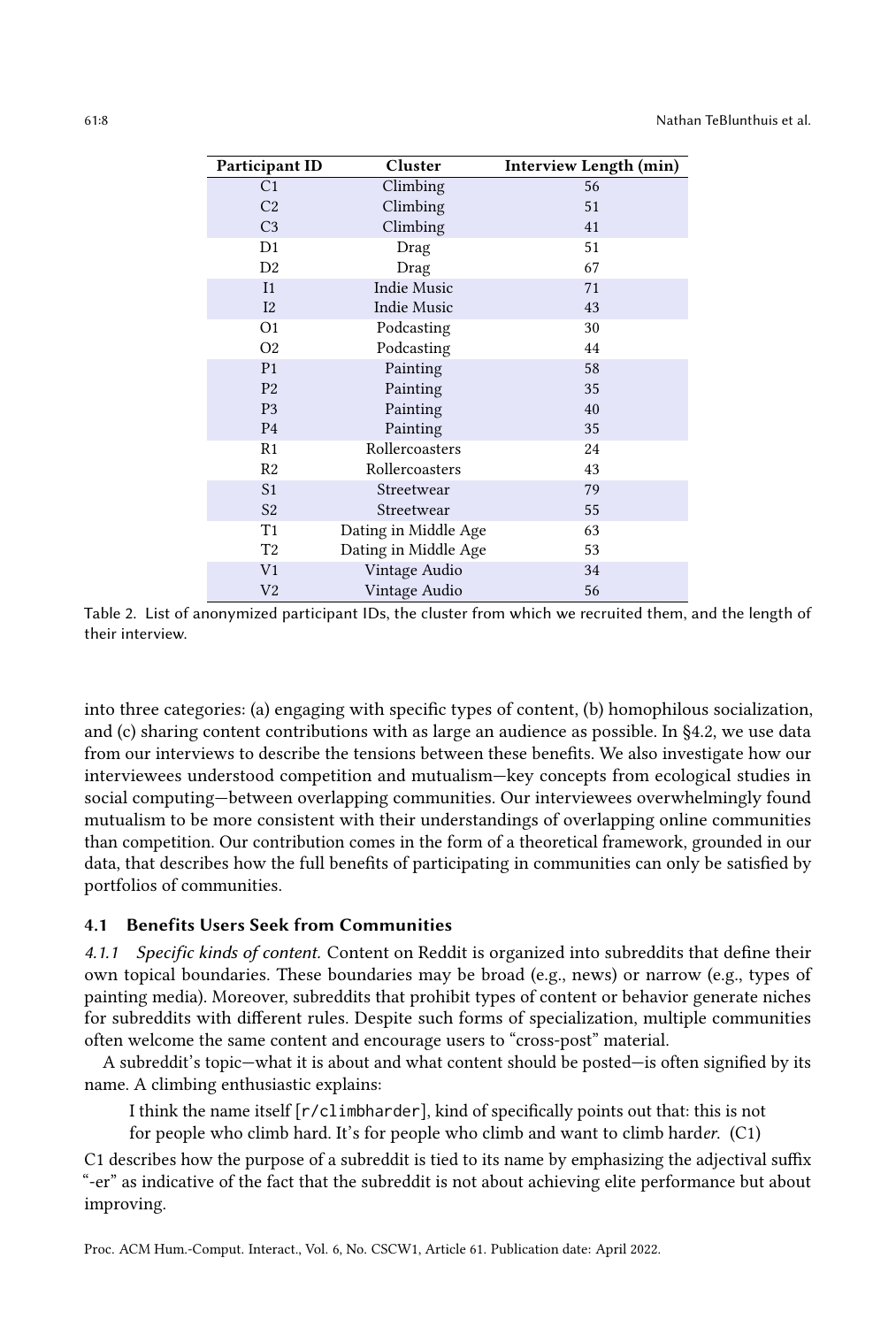| Participant ID | Cluster | Interview Length (min) |
|---|---|---|
| C1 | Climbing | 56 |
| C2 | Climbing | 51 |
| C3 | Climbing | 41 |
| D1 | Drag | 51 |
| D2 | Drag | 67 |
| I1 | Indie Music | 71 |
| I2 | Indie Music | 43 |
| O1 | Podcasting | 30 |
| O2 | Podcasting | 44 |
| P1 | Painting | 58 |
| P2 | Painting | 35 |
| P3 | Painting | 40 |
| P4 | Painting | 35 |
| R1 | Rollercoasters | 24 |
| R2 | Rollercoasters | 43 |
| S1 | Streetwear | 79 |
| S2 | Streetwear | 55 |
| T1 | Dating in Middle Age | 63 |
| T2 | Dating in Middle Age | 53 |
| V1 | Vintage Audio | 34 |
| V2 | Vintage Audio | 56 |

Table 2. List of anonymized participant IDs, the cluster from which we recruited them, and the length of their interview.

into three categories: (a) engaging with specific types of content, (b) homophilous socialization, and (c) sharing content contributions with as large an audience as possible. In §4.2, we use data from our interviews to describe the tensions between these benefits. We also investigate how our interviewees understood competition and mutualism—key concepts from ecological studies in social computing—between overlapping communities. Our interviewees overwhelmingly found mutualism to be more consistent with their understandings of overlapping online communities than competition. Our contribution comes in the form of a theoretical framework, grounded in our data, that describes how the full benefits of participating in communities can only be satisfied by portfolios of communities.

### 4.1 Benefits Users Seek from Communities

*4.1.1 Specific kinds of content.* Content on Reddit is organized into subreddits that define their own topical boundaries. These boundaries may be broad (e.g., news) or narrow (e.g., types of painting media). Moreover, subreddits that prohibit types of content or behavior generate niches for subreddits with different rules. Despite such forms of specialization, multiple communities often welcome the same content and encourage users to "cross-post" material.

A subreddit's topic—what it is about and what content should be posted—is often signified by its name. A climbing enthusiastic explains:

> I think the name itself [`r/climbharder`], kind of specifically points out that: this is not for people who climb hard. It's for people who climb and want to climb hard*er*. (C1)

C1 describes how the purpose of a subreddit is tied to its name by emphasizing the adjectival suffix "-er" as indicative of the fact that the subreddit is not about achieving elite performance but about improving.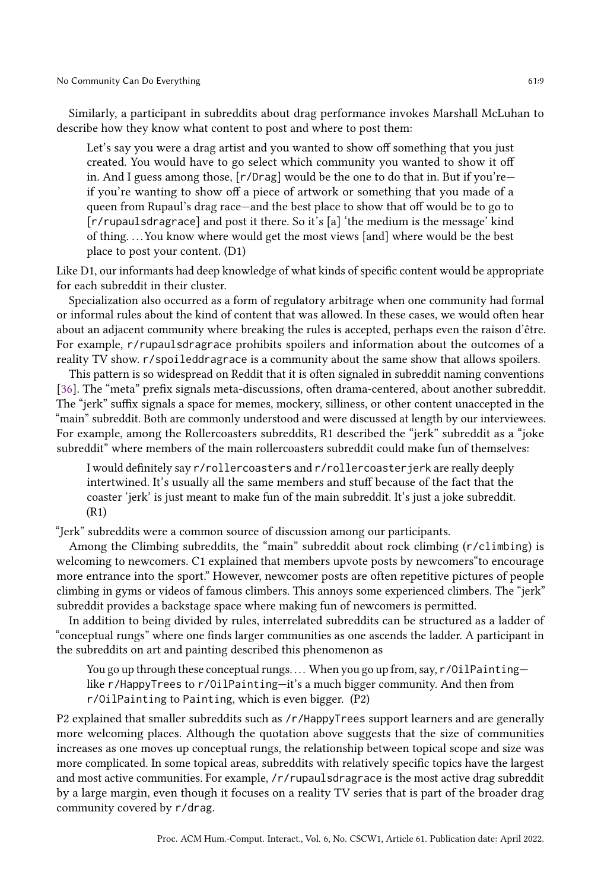Similarly, a participant in subreddits about drag performance invokes Marshall McLuhan to describe how they know what content to post and where to post them:

> Let's say you were a drag artist and you wanted to show off something that you just created. You would have to go select which community you wanted to show it off in. And I guess among those, [r/Drag] would be the one to do that in. But if you're—if you're wanting to show off a piece of artwork or something that you made of a queen from Rupaul's drag race—and the best place to show that off would be to go to [r/rupaulsdragrace] and post it there. So it's [a] 'the medium is the message' kind of thing. . . . You know where would get the most views [and] where would be the best place to post your content. (D1)

Like D1, our informants had deep knowledge of what kinds of specific content would be appropriate for each subreddit in their cluster.

Specialization also occurred as a form of regulatory arbitrage when one community had formal or informal rules about the kind of content that was allowed. In these cases, we would often hear about an adjacent community where breaking the rules is accepted, perhaps even the raison d'être. For example, r/rupaulsdragrace prohibits spoilers and information about the outcomes of a reality TV show. r/spoileddragrace is a community about the same show that allows spoilers.

This pattern is so widespread on Reddit that it is often signaled in subreddit naming conventions [36]. The "meta" prefix signals meta-discussions, often drama-centered, about another subreddit. The "jerk" suffix signals a space for memes, mockery, silliness, or other content unaccepted in the "main" subreddit. Both are commonly understood and were discussed at length by our interviewees. For example, among the Rollercoasters subreddits, R1 described the "jerk" subreddit as a "joke subreddit" where members of the main rollercoasters subreddit could make fun of themselves:

> I would definitely say r/rollercoasters and r/rollercoasterjerk are really deeply intertwined. It's usually all the same members and stuff because of the fact that the coaster 'jerk' is just meant to make fun of the main subreddit. It's just a joke subreddit. (R1)

"Jerk" subreddits were a common source of discussion among our participants.

Among the Climbing subreddits, the "main" subreddit about rock climbing (r/climbing) is welcoming to newcomers. C1 explained that members upvote posts by newcomers"to encourage more entrance into the sport." However, newcomer posts are often repetitive pictures of people climbing in gyms or videos of famous climbers. This annoys some experienced climbers. The "jerk" subreddit provides a backstage space where making fun of newcomers is permitted.

In addition to being divided by rules, interrelated subreddits can be structured as a ladder of "conceptual rungs" where one finds larger communities as one ascends the ladder. A participant in the subreddits on art and painting described this phenomenon as

> You go up through these conceptual rungs. . . . When you go up from, say, r/OilPainting—like r/HappyTrees to r/OilPainting—it's a much bigger community. And then from r/OilPainting to Painting, which is even bigger. (P2)

P2 explained that smaller subreddits such as /r/HappyTrees support learners and are generally more welcoming places. Although the quotation above suggests that the size of communities increases as one moves up conceptual rungs, the relationship between topical scope and size was more complicated. In some topical areas, subreddits with relatively specific topics have the largest and most active communities. For example, /r/rupaulsdragrace is the most active drag subreddit by a large margin, even though it focuses on a reality TV series that is part of the broader drag community covered by r/drag.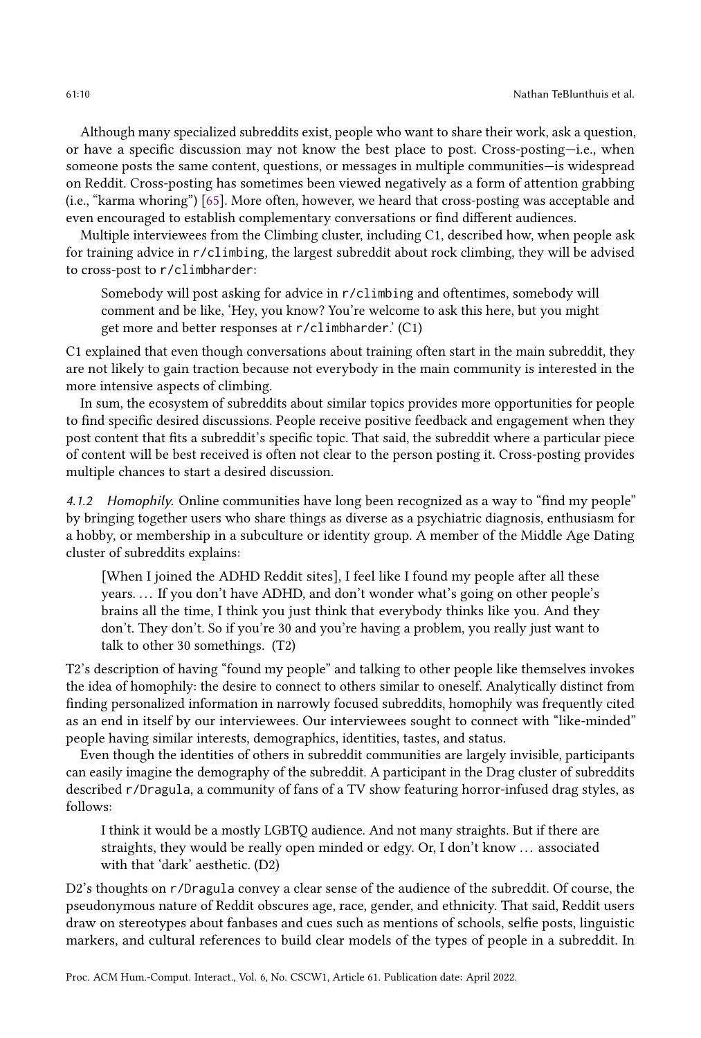Although many specialized subreddits exist, people who want to share their work, ask a question, or have a specific discussion may not know the best place to post. Cross-posting—i.e., when someone posts the same content, questions, or messages in multiple communities—is widespread on Reddit. Cross-posting has sometimes been viewed negatively as a form of attention grabbing (i.e., "karma whoring") [65]. More often, however, we heard that cross-posting was acceptable and even encouraged to establish complementary conversations or find different audiences.

Multiple interviewees from the Climbing cluster, including C1, described how, when people ask for training advice in `r/climbing`, the largest subreddit about rock climbing, they will be advised to cross-post to `r/climbharder`:

> Somebody will post asking for advice in `r/climbing` and oftentimes, somebody will comment and be like, 'Hey, you know? You're welcome to ask this here, but you might get more and better responses at `r/climbharder`.' (C1)

C1 explained that even though conversations about training often start in the main subreddit, they are not likely to gain traction because not everybody in the main community is interested in the more intensive aspects of climbing.

In sum, the ecosystem of subreddits about similar topics provides more opportunities for people to find specific desired discussions. People receive positive feedback and engagement when they post content that fits a subreddit's specific topic. That said, the subreddit where a particular piece of content will be best received is often not clear to the person posting it. Cross-posting provides multiple chances to start a desired discussion.

#### 4.1.2 *Homophily.*

Online communities have long been recognized as a way to "find my people" by bringing together users who share things as diverse as a psychiatric diagnosis, enthusiasm for a hobby, or membership in a subculture or identity group. A member of the Middle Age Dating cluster of subreddits explains:

> [When I joined the ADHD Reddit sites], I feel like I found my people after all these years. ... If you don't have ADHD, and don't wonder what's going on other people's brains all the time, I think you just think that everybody thinks like you. And they don't. They don't. So if you're 30 and you're having a problem, you really just want to talk to other 30 somethings. (T2)

T2's description of having "found my people" and talking to other people like themselves invokes the idea of homophily: the desire to connect to others similar to oneself. Analytically distinct from finding personalized information in narrowly focused subreddits, homophily was frequently cited as an end in itself by our interviewees. Our interviewees sought to connect with "like-minded" people having similar interests, demographics, identities, tastes, and status.

Even though the identities of others in subreddit communities are largely invisible, participants can easily imagine the demography of the subreddit. A participant in the Drag cluster of subreddits described `r/Dragula`, a community of fans of a TV show featuring horror-infused drag styles, as follows:

> I think it would be a mostly LGBTQ audience. And not many straights. But if there are straights, they would be really open minded or edgy. Or, I don't know ... associated with that 'dark' aesthetic. (D2)

D2's thoughts on `r/Dragula` convey a clear sense of the audience of the subreddit. Of course, the pseudonymous nature of Reddit obscures age, race, gender, and ethnicity. That said, Reddit users draw on stereotypes about fanbases and cues such as mentions of schools, selfie posts, linguistic markers, and cultural references to build clear models of the types of people in a subreddit. In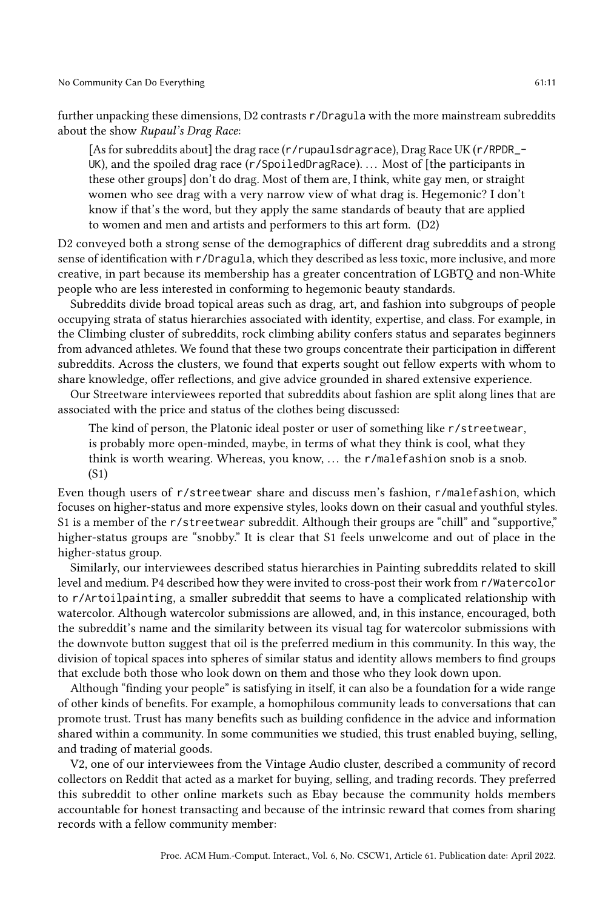further unpacking these dimensions, D2 contrasts `r/Dragula` with the more mainstream subreddits about the show *Rupaul's Drag Race*:

> [As for subreddits about] the drag race (`r/rupaulsdragrace`), Drag Race UK (`r/RPDR_UK`), and the spoiled drag race (`r/SpoiledDragRace`). . . . Most of [the participants in these other groups] don't do drag. Most of them are, I think, white gay men, or straight women who see drag with a very narrow view of what drag is. Hegemonic? I don't know if that's the word, but they apply the same standards of beauty that are applied to women and men and artists and performers to this art form. (D2)

D2 conveyed both a strong sense of the demographics of different drag subreddits and a strong sense of identification with `r/Dragula`, which they described as less toxic, more inclusive, and more creative, in part because its membership has a greater concentration of LGBTQ and non-White people who are less interested in conforming to hegemonic beauty standards.

Subreddits divide broad topical areas such as drag, art, and fashion into subgroups of people occupying strata of status hierarchies associated with identity, expertise, and class. For example, in the Climbing cluster of subreddits, rock climbing ability confers status and separates beginners from advanced athletes. We found that these two groups concentrate their participation in different subreddits. Across the clusters, we found that experts sought out fellow experts with whom to share knowledge, offer reflections, and give advice grounded in shared extensive experience.

Our Streetware interviewees reported that subreddits about fashion are split along lines that are associated with the price and status of the clothes being discussed:

> The kind of person, the Platonic ideal poster or user of something like `r/streetwear`, is probably more open-minded, maybe, in terms of what they think is cool, what they think is worth wearing. Whereas, you know, . . . the `r/malefashion` snob is a snob. (S1)

Even though users of `r/streetwear` share and discuss men's fashion, `r/malefashion`, which focuses on higher-status and more expensive styles, looks down on their casual and youthful styles. S1 is a member of the `r/streetwear` subreddit. Although their groups are "chill" and "supportive," higher-status groups are "snobby." It is clear that S1 feels unwelcome and out of place in the higher-status group.

Similarly, our interviewees described status hierarchies in Painting subreddits related to skill level and medium. P4 described how they were invited to cross-post their work from `r/Watercolor` to `r/Artoilpainting`, a smaller subreddit that seems to have a complicated relationship with watercolor. Although watercolor submissions are allowed, and, in this instance, encouraged, both the subreddit's name and the similarity between its visual tag for watercolor submissions with the downvote button suggest that oil is the preferred medium in this community. In this way, the division of topical spaces into spheres of similar status and identity allows members to find groups that exclude both those who look down on them and those who they look down upon.

Although "finding your people" is satisfying in itself, it can also be a foundation for a wide range of other kinds of benefits. For example, a homophilous community leads to conversations that can promote trust. Trust has many benefits such as building confidence in the advice and information shared within a community. In some communities we studied, this trust enabled buying, selling, and trading of material goods.

V2, one of our interviewees from the Vintage Audio cluster, described a community of record collectors on Reddit that acted as a market for buying, selling, and trading records. They preferred this subreddit to other online markets such as Ebay because the community holds members accountable for honest transacting and because of the intrinsic reward that comes from sharing records with a fellow community member: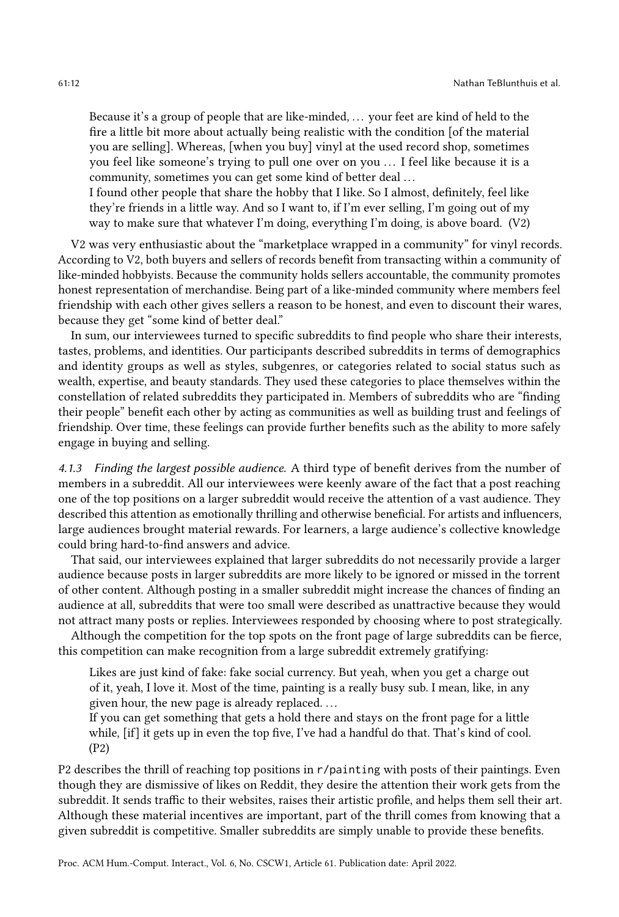> Because it's a group of people that are like-minded, … your feet are kind of held to the fire a little bit more about actually being realistic with the condition [of the material you are selling]. Whereas, [when you buy] vinyl at the used record shop, sometimes you feel like someone's trying to pull one over on you … I feel like because it is a community, sometimes you can get some kind of better deal …
>
> I found other people that share the hobby that I like. So I almost, definitely, feel like they're friends in a little way. And so I want to, if I'm ever selling, I'm going out of my way to make sure that whatever I'm doing, everything I'm doing, is above board. (V2)

V2 was very enthusiastic about the "marketplace wrapped in a community" for vinyl records. According to V2, both buyers and sellers of records benefit from transacting within a community of like-minded hobbyists. Because the community holds sellers accountable, the community promotes honest representation of merchandise. Being part of a like-minded community where members feel friendship with each other gives sellers a reason to be honest, and even to discount their wares, because they get "some kind of better deal."

In sum, our interviewees turned to specific subreddits to find people who share their interests, tastes, problems, and identities. Our participants described subreddits in terms of demographics and identity groups as well as styles, subgenres, or categories related to social status such as wealth, expertise, and beauty standards. They used these categories to place themselves within the constellation of related subreddits they participated in. Members of subreddits who are "finding their people" benefit each other by acting as communities as well as building trust and feelings of friendship. Over time, these feelings can provide further benefits such as the ability to more safely engage in buying and selling.

#### 4.1.3 Finding the largest possible audience.

*4.1.3 Finding the largest possible audience.* A third type of benefit derives from the number of members in a subreddit. All our interviewees were keenly aware of the fact that a post reaching one of the top positions on a larger subreddit would receive the attention of a vast audience. They described this attention as emotionally thrilling and otherwise beneficial. For artists and influencers, large audiences brought material rewards. For learners, a large audience's collective knowledge could bring hard-to-find answers and advice.

That said, our interviewees explained that larger subreddits do not necessarily provide a larger audience because posts in larger subreddits are more likely to be ignored or missed in the torrent of other content. Although posting in a smaller subreddit might increase the chances of finding an audience at all, subreddits that were too small were described as unattractive because they would not attract many posts or replies. Interviewees responded by choosing where to post strategically.

Although the competition for the top spots on the front page of large subreddits can be fierce, this competition can make recognition from a large subreddit extremely gratifying:

> Likes are just kind of fake: fake social currency. But yeah, when you get a charge out of it, yeah, I love it. Most of the time, painting is a really busy sub. I mean, like, in any given hour, the new page is already replaced. …
>
> If you can get something that gets a hold there and stays on the front page for a little while, [if] it gets up in even the top five, I've had a handful do that. That's kind of cool. (P2)

P2 describes the thrill of reaching top positions in `r/painting` with posts of their paintings. Even though they are dismissive of likes on Reddit, they desire the attention their work gets from the subreddit. It sends traffic to their websites, raises their artistic profile, and helps them sell their art. Although these material incentives are important, part of the thrill comes from knowing that a given subreddit is competitive. Smaller subreddits are simply unable to provide these benefits.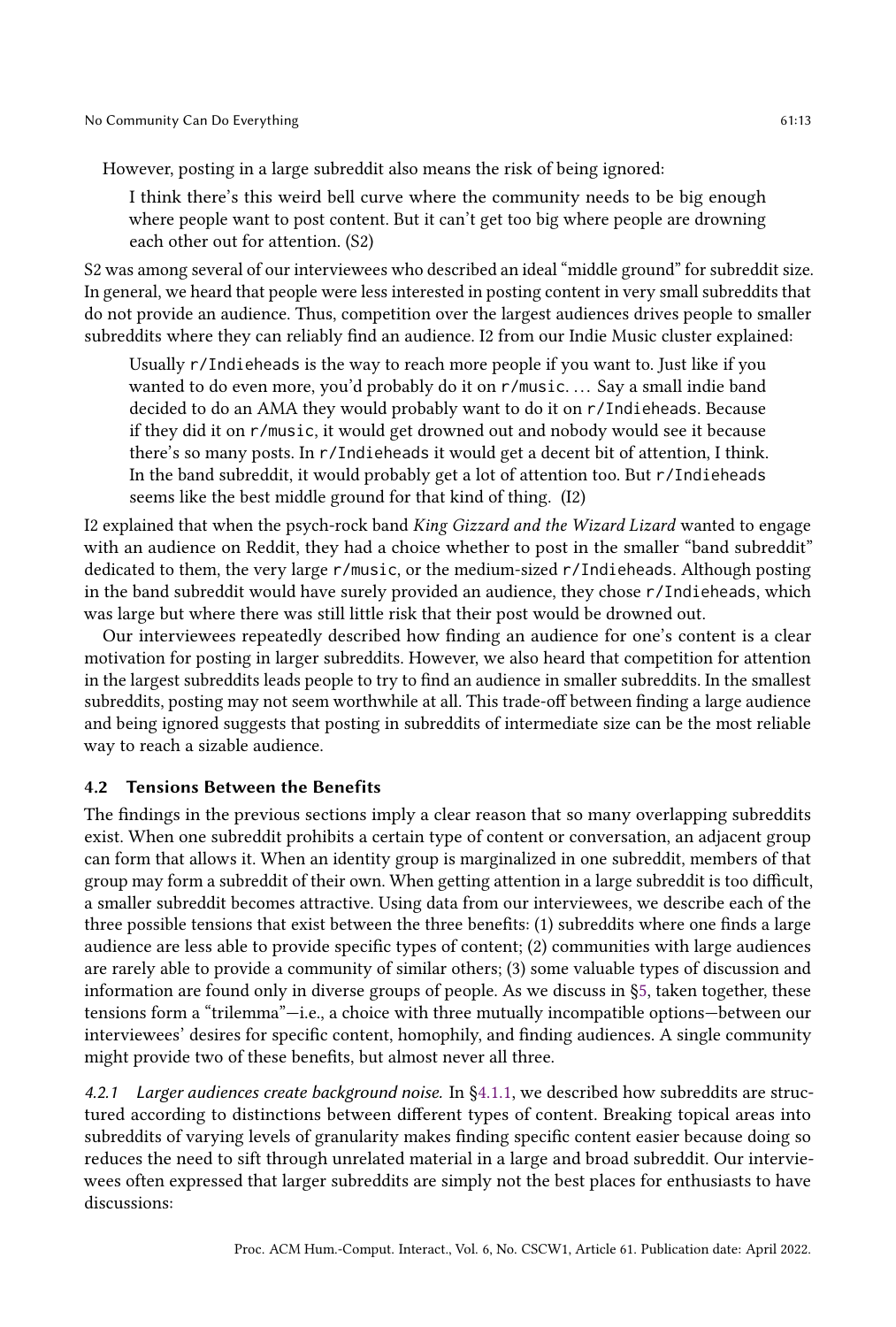However, posting in a large subreddit also means the risk of being ignored:

> I think there's this weird bell curve where the community needs to be big enough where people want to post content. But it can't get too big where people are drowning each other out for attention. (S2)

S2 was among several of our interviewees who described an ideal "middle ground" for subreddit size. In general, we heard that people were less interested in posting content in very small subreddits that do not provide an audience. Thus, competition over the largest audiences drives people to smaller subreddits where they can reliably find an audience. I2 from our Indie Music cluster explained:

> Usually `r/Indieheads` is the way to reach more people if you want to. Just like if you wanted to do even more, you'd probably do it on `r/music`. ... Say a small indie band decided to do an AMA they would probably want to do it on `r/Indieheads`. Because if they did it on `r/music`, it would get drowned out and nobody would see it because there's so many posts. In `r/Indieheads` it would get a decent bit of attention, I think. In the band subreddit, it would probably get a lot of attention too. But `r/Indieheads` seems like the best middle ground for that kind of thing. (I2)

I2 explained that when the psych-rock band *King Gizzard and the Wizard Lizard* wanted to engage with an audience on Reddit, they had a choice whether to post in the smaller "band subreddit" dedicated to them, the very large `r/music`, or the medium-sized `r/Indieheads`. Although posting in the band subreddit would have surely provided an audience, they chose `r/Indieheads`, which was large but where there was still little risk that their post would be drowned out.

Our interviewees repeatedly described how finding an audience for one's content is a clear motivation for posting in larger subreddits. However, we also heard that competition for attention in the largest subreddits leads people to try to find an audience in smaller subreddits. In the smallest subreddits, posting may not seem worthwhile at all. This trade-off between finding a large audience and being ignored suggests that posting in subreddits of intermediate size can be the most reliable way to reach a sizable audience.

### 4.2 Tensions Between the Benefits

The findings in the previous sections imply a clear reason that so many overlapping subreddits exist. When one subreddit prohibits a certain type of content or conversation, an adjacent group can form that allows it. When an identity group is marginalized in one subreddit, members of that group may form a subreddit of their own. When getting attention in a large subreddit is too difficult, a smaller subreddit becomes attractive. Using data from our interviewees, we describe each of the three possible tensions that exist between the three benefits: (1) subreddits where one finds a large audience are less able to provide specific types of content; (2) communities with large audiences are rarely able to provide a community of similar others; (3) some valuable types of discussion and information are found only in diverse groups of people. As we discuss in §5, taken together, these tensions form a "trilemma"—i.e., a choice with three mutually incompatible options—between our interviewees' desires for specific content, homophily, and finding audiences. A single community might provide two of these benefits, but almost never all three.

*4.2.1 Larger audiences create background noise.* In §4.1.1, we described how subreddits are structured according to distinctions between different types of content. Breaking topical areas into subreddits of varying levels of granularity makes finding specific content easier because doing so reduces the need to sift through unrelated material in a large and broad subreddit. Our interviewees often expressed that larger subreddits are simply not the best places for enthusiasts to have discussions: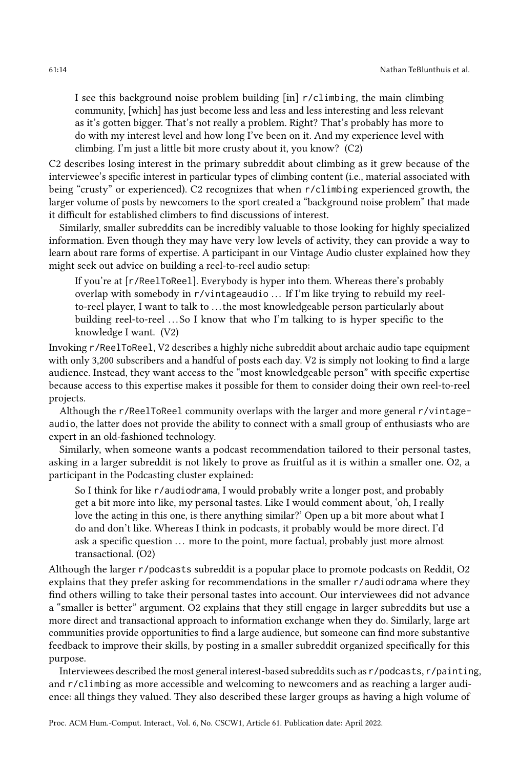> I see this background noise problem building [in] r/climbing, the main climbing community, [which] has just become less and less and less interesting and less relevant as it's gotten bigger. That's not really a problem. Right? That's probably has more to do with my interest level and how long I've been on it. And my experience level with climbing. I'm just a little bit more crusty about it, you know? (C2)

C2 describes losing interest in the primary subreddit about climbing as it grew because of the interviewee's specific interest in particular types of climbing content (i.e., material associated with being "crusty" or experienced). C2 recognizes that when r/climbing experienced growth, the larger volume of posts by newcomers to the sport created a "background noise problem" that made it difficult for established climbers to find discussions of interest.

Similarly, smaller subreddits can be incredibly valuable to those looking for highly specialized information. Even though they may have very low levels of activity, they can provide a way to learn about rare forms of expertise. A participant in our Vintage Audio cluster explained how they might seek out advice on building a reel-to-reel audio setup:

> If you're at [r/ReelToReel]. Everybody is hyper into them. Whereas there's probably overlap with somebody in r/vintageaudio … If I'm like trying to rebuild my reel-to-reel player, I want to talk to …the most knowledgeable person particularly about building reel-to-reel …So I know that who I'm talking to is hyper specific to the knowledge I want. (V2)

Invoking r/ReelToReel, V2 describes a highly niche subreddit about archaic audio tape equipment with only 3,200 subscribers and a handful of posts each day. V2 is simply not looking to find a large audience. Instead, they want access to the "most knowledgeable person" with specific expertise because access to this expertise makes it possible for them to consider doing their own reel-to-reel projects.

Although the r/ReelToReel community overlaps with the larger and more general r/vintage-audio, the latter does not provide the ability to connect with a small group of enthusiasts who are expert in an old-fashioned technology.

Similarly, when someone wants a podcast recommendation tailored to their personal tastes, asking in a larger subreddit is not likely to prove as fruitful as it is within a smaller one. O2, a participant in the Podcasting cluster explained:

> So I think for like r/audiodrama, I would probably write a longer post, and probably get a bit more into like, my personal tastes. Like I would comment about, 'oh, I really love the acting in this one, is there anything similar?' Open up a bit more about what I do and don't like. Whereas I think in podcasts, it probably would be more direct. I'd ask a specific question … more to the point, more factual, probably just more almost transactional. (O2)

Although the larger r/podcasts subreddit is a popular place to promote podcasts on Reddit, O2 explains that they prefer asking for recommendations in the smaller r/audiodrama where they find others willing to take their personal tastes into account. Our interviewees did not advance a "smaller is better" argument. O2 explains that they still engage in larger subreddits but use a more direct and transactional approach to information exchange when they do. Similarly, large art communities provide opportunities to find a large audience, but someone can find more substantive feedback to improve their skills, by posting in a smaller subreddit organized specifically for this purpose.

Interviewees described the most general interest-based subreddits such as r/podcasts, r/painting, and r/climbing as more accessible and welcoming to newcomers and as reaching a larger audience: all things they valued. They also described these larger groups as having a high volume of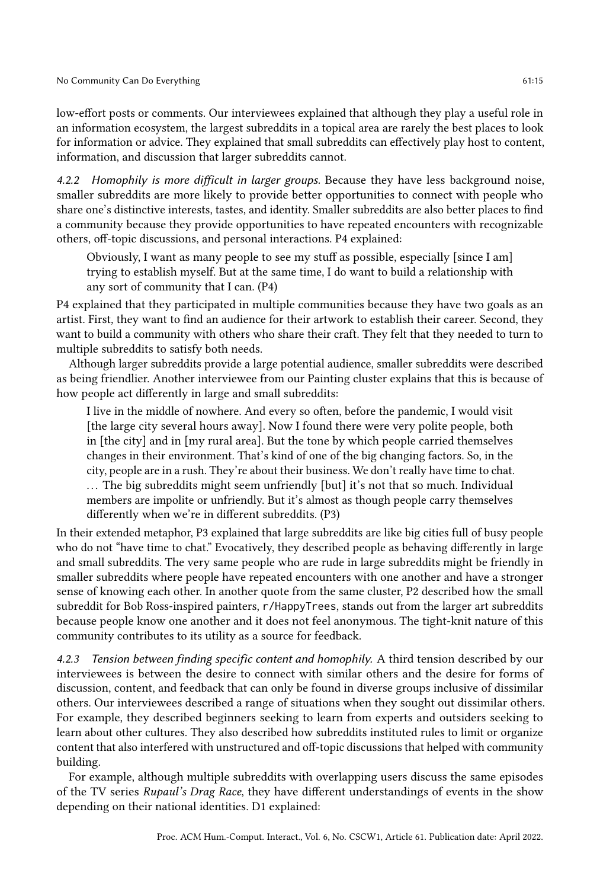low-effort posts or comments. Our interviewees explained that although they play a useful role in an information ecosystem, the largest subreddits in a topical area are rarely the best places to look for information or advice. They explained that small subreddits can effectively play host to content, information, and discussion that larger subreddits cannot.

#### 4.2.2 Homophily is more difficult in larger groups.

Because they have less background noise, smaller subreddits are more likely to provide better opportunities to connect with people who share one's distinctive interests, tastes, and identity. Smaller subreddits are also better places to find a community because they provide opportunities to have repeated encounters with recognizable others, off-topic discussions, and personal interactions. P4 explained:

> Obviously, I want as many people to see my stuff as possible, especially [since I am] trying to establish myself. But at the same time, I do want to build a relationship with any sort of community that I can. (P4)

P4 explained that they participated in multiple communities because they have two goals as an artist. First, they want to find an audience for their artwork to establish their career. Second, they want to build a community with others who share their craft. They felt that they needed to turn to multiple subreddits to satisfy both needs.

Although larger subreddits provide a large potential audience, smaller subreddits were described as being friendlier. Another interviewee from our Painting cluster explains that this is because of how people act differently in large and small subreddits:

> I live in the middle of nowhere. And every so often, before the pandemic, I would visit [the large city several hours away]. Now I found there were very polite people, both in [the city] and in [my rural area]. But the tone by which people carried themselves changes in their environment. That's kind of one of the big changing factors. So, in the city, people are in a rush. They're about their business. We don't really have time to chat. . . . The big subreddits might seem unfriendly [but] it's not that so much. Individual members are impolite or unfriendly. But it's almost as though people carry themselves differently when we're in different subreddits. (P3)

In their extended metaphor, P3 explained that large subreddits are like big cities full of busy people who do not "have time to chat." Evocatively, they described people as behaving differently in large and small subreddits. The very same people who are rude in large subreddits might be friendly in smaller subreddits where people have repeated encounters with one another and have a stronger sense of knowing each other. In another quote from the same cluster, P2 described how the small subreddit for Bob Ross-inspired painters, `r/HappyTrees`, stands out from the larger art subreddits because people know one another and it does not feel anonymous. The tight-knit nature of this community contributes to its utility as a source for feedback.

#### 4.2.3 Tension between finding specific content and homophily.

A third tension described by our interviewees is between the desire to connect with similar others and the desire for forms of discussion, content, and feedback that can only be found in diverse groups inclusive of dissimilar others. Our interviewees described a range of situations when they sought out dissimilar others. For example, they described beginners seeking to learn from experts and outsiders seeking to learn about other cultures. They also described how subreddits instituted rules to limit or organize content that also interfered with unstructured and off-topic discussions that helped with community building.

For example, although multiple subreddits with overlapping users discuss the same episodes of the TV series *Rupaul's Drag Race*, they have different understandings of events in the show depending on their national identities. D1 explained: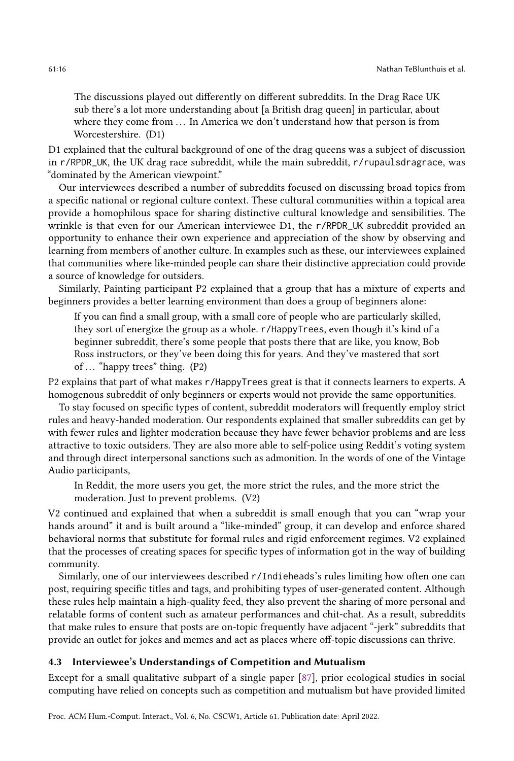> The discussions played out differently on different subreddits. In the Drag Race UK sub there's a lot more understanding about [a British drag queen] in particular, about where they come from . . . In America we don't understand how that person is from Worcestershire. (D1)

D1 explained that the cultural background of one of the drag queens was a subject of discussion in r/RPDR_UK, the UK drag race subreddit, while the main subreddit, r/rupaulsdragrace, was "dominated by the American viewpoint."

Our interviewees described a number of subreddits focused on discussing broad topics from a specific national or regional culture context. These cultural communities within a topical area provide a homophilous space for sharing distinctive cultural knowledge and sensibilities. The wrinkle is that even for our American interviewee D1, the r/RPDR_UK subreddit provided an opportunity to enhance their own experience and appreciation of the show by observing and learning from members of another culture. In examples such as these, our interviewees explained that communities where like-minded people can share their distinctive appreciation could provide a source of knowledge for outsiders.

Similarly, Painting participant P2 explained that a group that has a mixture of experts and beginners provides a better learning environment than does a group of beginners alone:

> If you can find a small group, with a small core of people who are particularly skilled, they sort of energize the group as a whole. r/HappyTrees, even though it's kind of a beginner subreddit, there's some people that posts there that are like, you know, Bob Ross instructors, or they've been doing this for years. And they've mastered that sort of . . . "happy trees" thing. (P2)

P2 explains that part of what makes r/HappyTrees great is that it connects learners to experts. A homogenous subreddit of only beginners or experts would not provide the same opportunities.

To stay focused on specific types of content, subreddit moderators will frequently employ strict rules and heavy-handed moderation. Our respondents explained that smaller subreddits can get by with fewer rules and lighter moderation because they have fewer behavior problems and are less attractive to toxic outsiders. They are also more able to self-police using Reddit's voting system and through direct interpersonal sanctions such as admonition. In the words of one of the Vintage Audio participants,

> In Reddit, the more users you get, the more strict the rules, and the more strict the moderation. Just to prevent problems. (V2)

V2 continued and explained that when a subreddit is small enough that you can "wrap your hands around" it and is built around a "like-minded" group, it can develop and enforce shared behavioral norms that substitute for formal rules and rigid enforcement regimes. V2 explained that the processes of creating spaces for specific types of information got in the way of building community.

Similarly, one of our interviewees described r/Indieheads's rules limiting how often one can post, requiring specific titles and tags, and prohibiting types of user-generated content. Although these rules help maintain a high-quality feed, they also prevent the sharing of more personal and relatable forms of content such as amateur performances and chit-chat. As a result, subreddits that make rules to ensure that posts are on-topic frequently have adjacent "-jerk" subreddits that provide an outlet for jokes and memes and act as places where off-topic discussions can thrive.

### 4.3 Interviewee's Understandings of Competition and Mutualism

Except for a small qualitative subpart of a single paper [87], prior ecological studies in social computing have relied on concepts such as competition and mutualism but have provided limited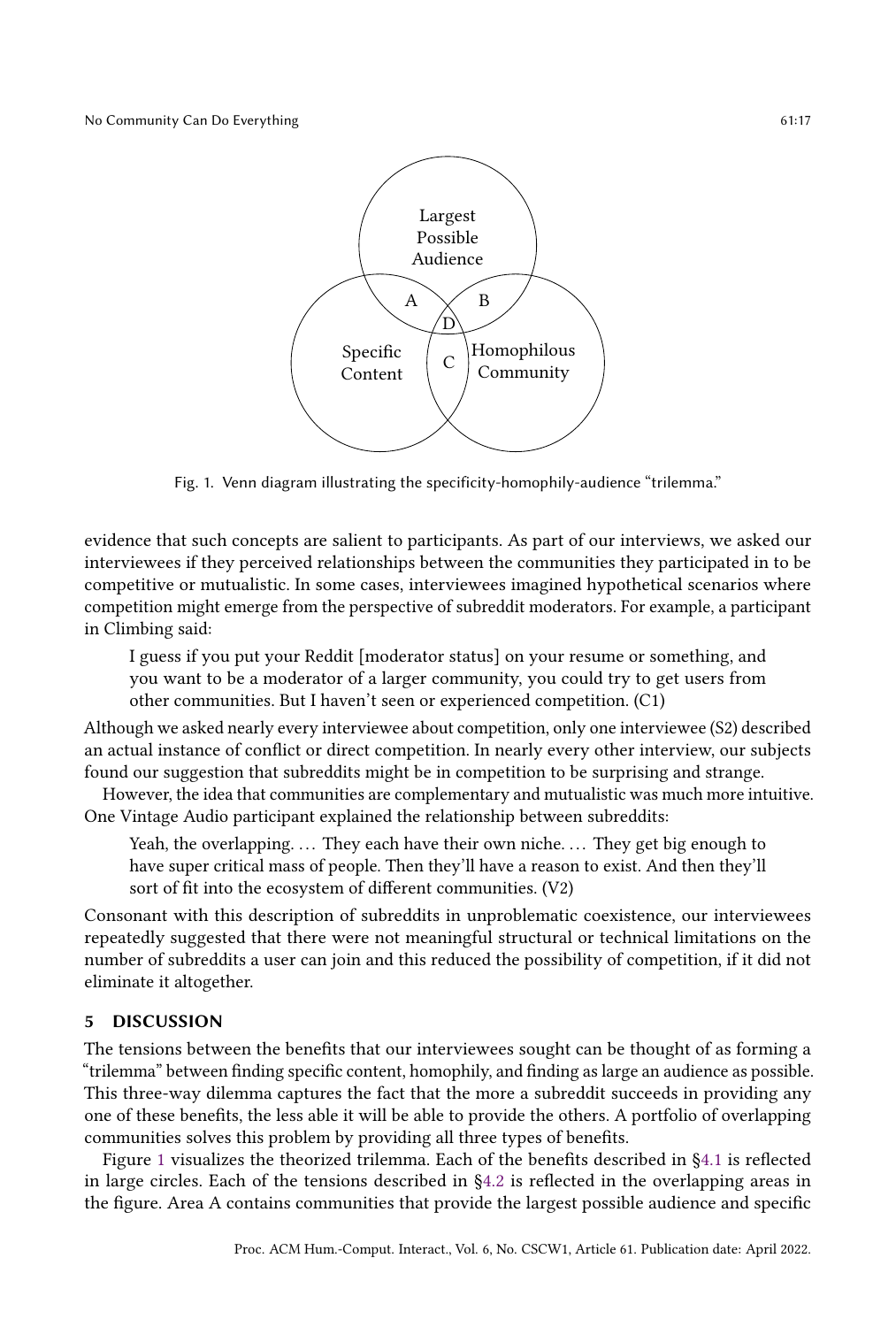Fig. 1. Venn diagram illustrating the specificity-homophily-audience "trilemma."

evidence that such concepts are salient to participants. As part of our interviews, we asked our interviewees if they perceived relationships between the communities they participated in to be competitive or mutualistic. In some cases, interviewees imagined hypothetical scenarios where competition might emerge from the perspective of subreddit moderators. For example, a participant in Climbing said:

> I guess if you put your Reddit [moderator status] on your resume or something, and you want to be a moderator of a larger community, you could try to get users from other communities. But I haven't seen or experienced competition. (C1)

Although we asked nearly every interviewee about competition, only one interviewee (S2) described an actual instance of conflict or direct competition. In nearly every other interview, our subjects found our suggestion that subreddits might be in competition to be surprising and strange.

However, the idea that communities are complementary and mutualistic was much more intuitive. One Vintage Audio participant explained the relationship between subreddits:

> Yeah, the overlapping. … They each have their own niche. … They get big enough to have super critical mass of people. Then they'll have a reason to exist. And then they'll sort of fit into the ecosystem of different communities. (V2)

Consonant with this description of subreddits in unproblematic coexistence, our interviewees repeatedly suggested that there were not meaningful structural or technical limitations on the number of subreddits a user can join and this reduced the possibility of competition, if it did not eliminate it altogether.

## 5 DISCUSSION

The tensions between the benefits that our interviewees sought can be thought of as forming a "trilemma" between finding specific content, homophily, and finding as large an audience as possible. This three-way dilemma captures the fact that the more a subreddit succeeds in providing any one of these benefits, the less able it will be able to provide the others. A portfolio of overlapping communities solves this problem by providing all three types of benefits.

Figure 1 visualizes the theorized trilemma. Each of the benefits described in §4.1 is reflected in large circles. Each of the tensions described in §4.2 is reflected in the overlapping areas in the figure. Area A contains communities that provide the largest possible audience and specific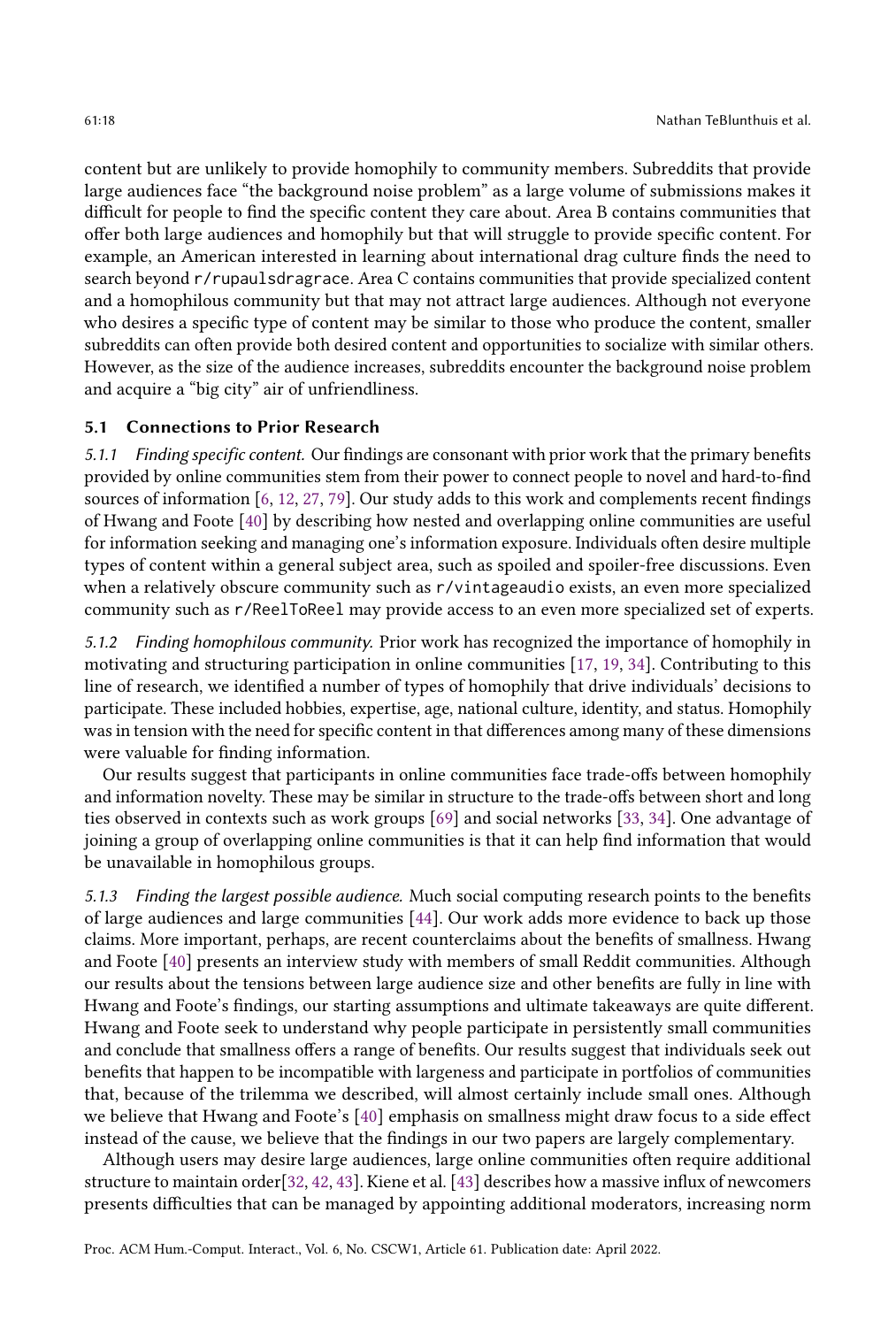content but are unlikely to provide homophily to community members. Subreddits that provide large audiences face "the background noise problem" as a large volume of submissions makes it difficult for people to find the specific content they care about. Area B contains communities that offer both large audiences and homophily but that will struggle to provide specific content. For example, an American interested in learning about international drag culture finds the need to search beyond r/rupaulsdragrace. Area C contains communities that provide specialized content and a homophilous community but that may not attract large audiences. Although not everyone who desires a specific type of content may be similar to those who produce the content, smaller subreddits can often provide both desired content and opportunities to socialize with similar others. However, as the size of the audience increases, subreddits encounter the background noise problem and acquire a "big city" air of unfriendliness.

### 5.1 Connections to Prior Research

*5.1.1 Finding specific content.* Our findings are consonant with prior work that the primary benefits provided by online communities stem from their power to connect people to novel and hard-to-find sources of information [6, 12, 27, 79]. Our study adds to this work and complements recent findings of Hwang and Foote [40] by describing how nested and overlapping online communities are useful for information seeking and managing one's information exposure. Individuals often desire multiple types of content within a general subject area, such as spoiled and spoiler-free discussions. Even when a relatively obscure community such as r/vintageaudio exists, an even more specialized community such as r/ReelToReel may provide access to an even more specialized set of experts.

*5.1.2 Finding homophilous community.* Prior work has recognized the importance of homophily in motivating and structuring participation in online communities [17, 19, 34]. Contributing to this line of research, we identified a number of types of homophily that drive individuals' decisions to participate. These included hobbies, expertise, age, national culture, identity, and status. Homophily was in tension with the need for specific content in that differences among many of these dimensions were valuable for finding information.

Our results suggest that participants in online communities face trade-offs between homophily and information novelty. These may be similar in structure to the trade-offs between short and long ties observed in contexts such as work groups [69] and social networks [33, 34]. One advantage of joining a group of overlapping online communities is that it can help find information that would be unavailable in homophilous groups.

*5.1.3 Finding the largest possible audience.* Much social computing research points to the benefits of large audiences and large communities [44]. Our work adds more evidence to back up those claims. More important, perhaps, are recent counterclaims about the benefits of smallness. Hwang and Foote [40] presents an interview study with members of small Reddit communities. Although our results about the tensions between large audience size and other benefits are fully in line with Hwang and Foote's findings, our starting assumptions and ultimate takeaways are quite different. Hwang and Foote seek to understand why people participate in persistently small communities and conclude that smallness offers a range of benefits. Our results suggest that individuals seek out benefits that happen to be incompatible with largeness and participate in portfolios of communities that, because of the trilemma we described, will almost certainly include small ones. Although we believe that Hwang and Foote's [40] emphasis on smallness might draw focus to a side effect instead of the cause, we believe that the findings in our two papers are largely complementary.

Although users may desire large audiences, large online communities often require additional structure to maintain order[32, 42, 43]. Kiene et al. [43] describes how a massive influx of newcomers presents difficulties that can be managed by appointing additional moderators, increasing norm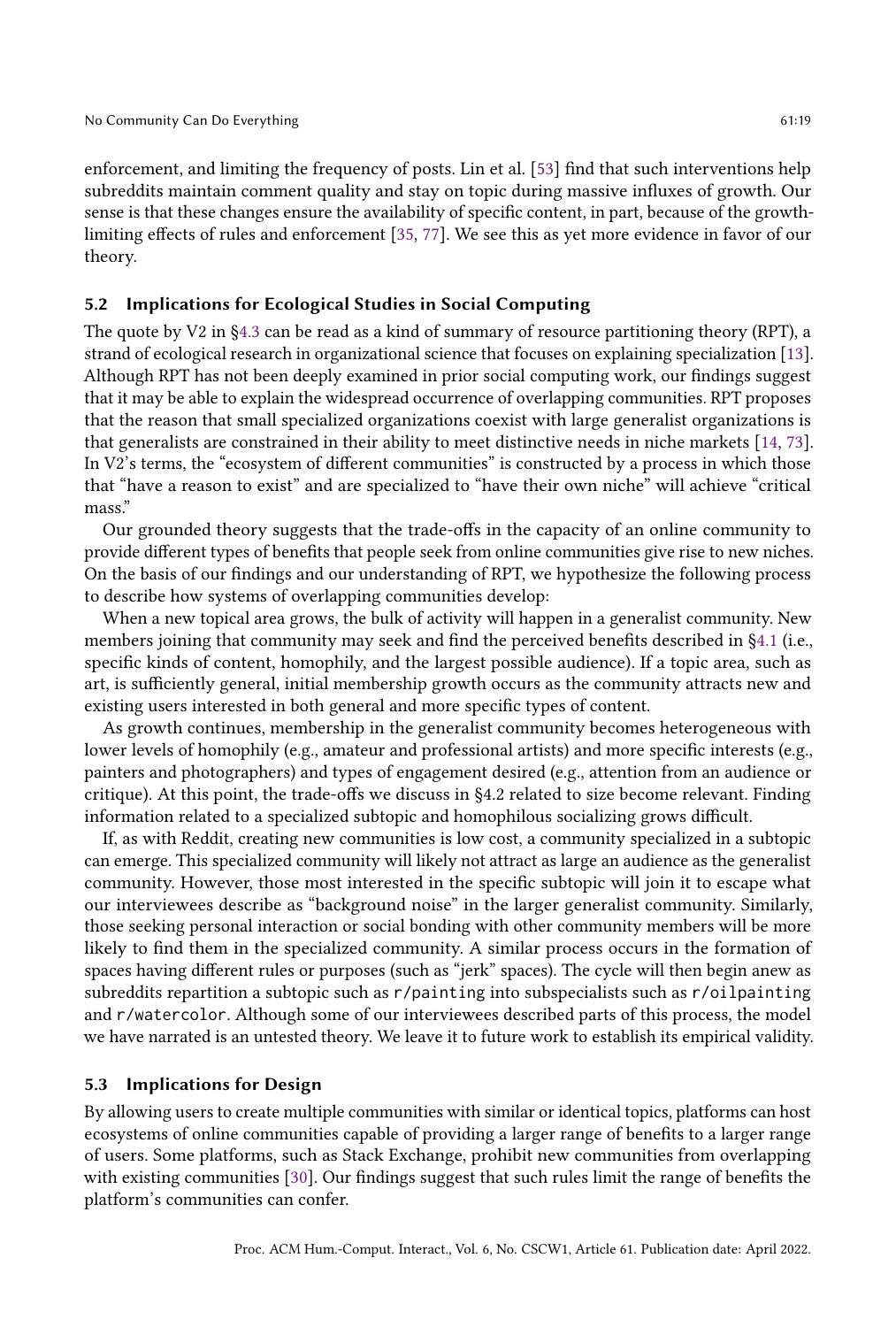enforcement, and limiting the frequency of posts. Lin et al. [53] find that such interventions help subreddits maintain comment quality and stay on topic during massive influxes of growth. Our sense is that these changes ensure the availability of specific content, in part, because of the growth-limiting effects of rules and enforcement [35, 77]. We see this as yet more evidence in favor of our theory.

### 5.2 Implications for Ecological Studies in Social Computing

The quote by V2 in §4.3 can be read as a kind of summary of resource partitioning theory (RPT), a strand of ecological research in organizational science that focuses on explaining specialization [13]. Although RPT has not been deeply examined in prior social computing work, our findings suggest that it may be able to explain the widespread occurrence of overlapping communities. RPT proposes that the reason that small specialized organizations coexist with large generalist organizations is that generalists are constrained in their ability to meet distinctive needs in niche markets [14, 73]. In V2's terms, the "ecosystem of different communities" is constructed by a process in which those that "have a reason to exist" and are specialized to "have their own niche" will achieve "critical mass."

Our grounded theory suggests that the trade-offs in the capacity of an online community to provide different types of benefits that people seek from online communities give rise to new niches. On the basis of our findings and our understanding of RPT, we hypothesize the following process to describe how systems of overlapping communities develop:

When a new topical area grows, the bulk of activity will happen in a generalist community. New members joining that community may seek and find the perceived benefits described in §4.1 (i.e., specific kinds of content, homophily, and the largest possible audience). If a topic area, such as art, is sufficiently general, initial membership growth occurs as the community attracts new and existing users interested in both general and more specific types of content.

As growth continues, membership in the generalist community becomes heterogeneous with lower levels of homophily (e.g., amateur and professional artists) and more specific interests (e.g., painters and photographers) and types of engagement desired (e.g., attention from an audience or critique). At this point, the trade-offs we discuss in §4.2 related to size become relevant. Finding information related to a specialized subtopic and homophilous socializing grows difficult.

If, as with Reddit, creating new communities is low cost, a community specialized in a subtopic can emerge. This specialized community will likely not attract as large an audience as the generalist community. However, those most interested in the specific subtopic will join it to escape what our interviewees describe as "background noise" in the larger generalist community. Similarly, those seeking personal interaction or social bonding with other community members will be more likely to find them in the specialized community. A similar process occurs in the formation of spaces having different rules or purposes (such as "jerk" spaces). The cycle will then begin anew as subreddits repartition a subtopic such as `r/painting` into subspecialists such as `r/oilpainting` and `r/watercolor`. Although some of our interviewees described parts of this process, the model we have narrated is an untested theory. We leave it to future work to establish its empirical validity.

### 5.3 Implications for Design

By allowing users to create multiple communities with similar or identical topics, platforms can host ecosystems of online communities capable of providing a larger range of benefits to a larger range of users. Some platforms, such as Stack Exchange, prohibit new communities from overlapping with existing communities [30]. Our findings suggest that such rules limit the range of benefits the platform's communities can confer.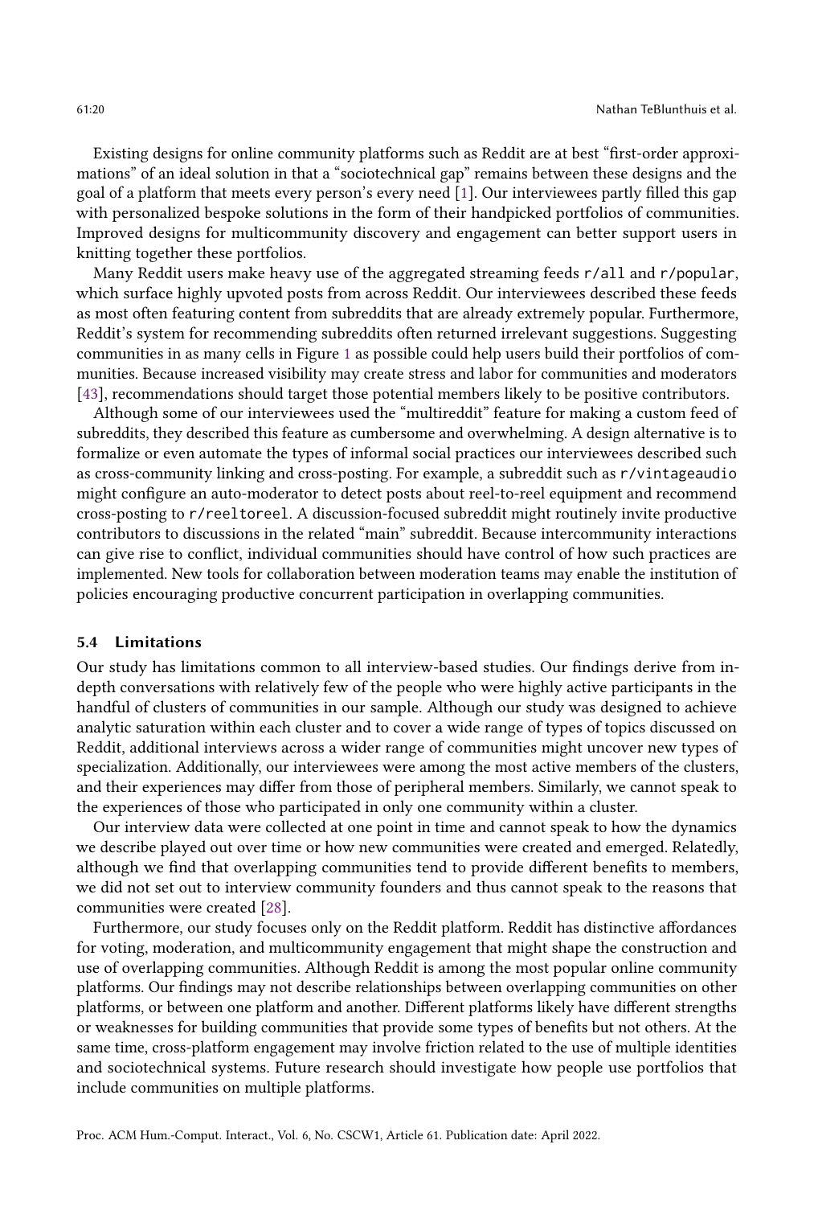Existing designs for online community platforms such as Reddit are at best "first-order approximations" of an ideal solution in that a "sociotechnical gap" remains between these designs and the goal of a platform that meets every person's every need [1]. Our interviewees partly filled this gap with personalized bespoke solutions in the form of their handpicked portfolios of communities. Improved designs for multicommunity discovery and engagement can better support users in knitting together these portfolios.

Many Reddit users make heavy use of the aggregated streaming feeds r/all and r/popular, which surface highly upvoted posts from across Reddit. Our interviewees described these feeds as most often featuring content from subreddits that are already extremely popular. Furthermore, Reddit's system for recommending subreddits often returned irrelevant suggestions. Suggesting communities in as many cells in Figure 1 as possible could help users build their portfolios of communities. Because increased visibility may create stress and labor for communities and moderators [43], recommendations should target those potential members likely to be positive contributors.

Although some of our interviewees used the "multireddit" feature for making a custom feed of subreddits, they described this feature as cumbersome and overwhelming. A design alternative is to formalize or even automate the types of informal social practices our interviewees described such as cross-community linking and cross-posting. For example, a subreddit such as r/vintageaudio might configure an auto-moderator to detect posts about reel-to-reel equipment and recommend cross-posting to r/reeltoreel. A discussion-focused subreddit might routinely invite productive contributors to discussions in the related "main" subreddit. Because intercommunity interactions can give rise to conflict, individual communities should have control of how such practices are implemented. New tools for collaboration between moderation teams may enable the institution of policies encouraging productive concurrent participation in overlapping communities.

### 5.4 Limitations

Our study has limitations common to all interview-based studies. Our findings derive from in-depth conversations with relatively few of the people who were highly active participants in the handful of clusters of communities in our sample. Although our study was designed to achieve analytic saturation within each cluster and to cover a wide range of types of topics discussed on Reddit, additional interviews across a wider range of communities might uncover new types of specialization. Additionally, our interviewees were among the most active members of the clusters, and their experiences may differ from those of peripheral members. Similarly, we cannot speak to the experiences of those who participated in only one community within a cluster.

Our interview data were collected at one point in time and cannot speak to how the dynamics we describe played out over time or how new communities were created and emerged. Relatedly, although we find that overlapping communities tend to provide different benefits to members, we did not set out to interview community founders and thus cannot speak to the reasons that communities were created [28].

Furthermore, our study focuses only on the Reddit platform. Reddit has distinctive affordances for voting, moderation, and multicommunity engagement that might shape the construction and use of overlapping communities. Although Reddit is among the most popular online community platforms. Our findings may not describe relationships between overlapping communities on other platforms, or between one platform and another. Different platforms likely have different strengths or weaknesses for building communities that provide some types of benefits but not others. At the same time, cross-platform engagement may involve friction related to the use of multiple identities and sociotechnical systems. Future research should investigate how people use portfolios that include communities on multiple platforms.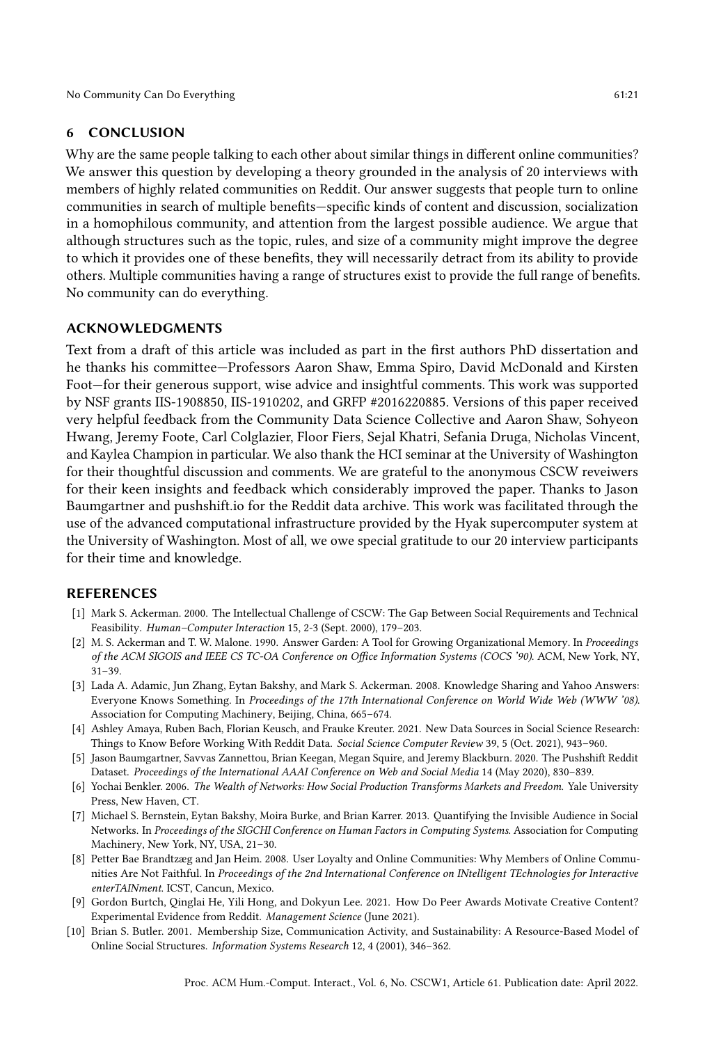## 6 CONCLUSION

Why are the same people talking to each other about similar things in different online communities? We answer this question by developing a theory grounded in the analysis of 20 interviews with members of highly related communities on Reddit. Our answer suggests that people turn to online communities in search of multiple benefits—specific kinds of content and discussion, socialization in a homophilous community, and attention from the largest possible audience. We argue that although structures such as the topic, rules, and size of a community might improve the degree to which it provides one of these benefits, they will necessarily detract from its ability to provide others. Multiple communities having a range of structures exist to provide the full range of benefits. No community can do everything.

## ACKNOWLEDGMENTS

Text from a draft of this article was included as part in the first authors PhD dissertation and he thanks his committee—Professors Aaron Shaw, Emma Spiro, David McDonald and Kirsten Foot—for their generous support, wise advice and insightful comments. This work was supported by NSF grants IIS-1908850, IIS-1910202, and GRFP #2016220885. Versions of this paper received very helpful feedback from the Community Data Science Collective and Aaron Shaw, Sohyeon Hwang, Jeremy Foote, Carl Colglazier, Floor Fiers, Sejal Khatri, Sefania Druga, Nicholas Vincent, and Kaylea Champion in particular. We also thank the HCI seminar at the University of Washington for their thoughtful discussion and comments. We are grateful to the anonymous CSCW reveiwers for their keen insights and feedback which considerably improved the paper. Thanks to Jason Baumgartner and pushshift.io for the Reddit data archive. This work was facilitated through the use of the advanced computational infrastructure provided by the Hyak supercomputer system at the University of Washington. Most of all, we owe special gratitude to our 20 interview participants for their time and knowledge.

## REFERENCES

[1] Mark S. Ackerman. 2000. The Intellectual Challenge of CSCW: The Gap Between Social Requirements and Technical Feasibility. *Human–Computer Interaction* 15, 2-3 (Sept. 2000), 179–203.

[2] M. S. Ackerman and T. W. Malone. 1990. Answer Garden: A Tool for Growing Organizational Memory. In *Proceedings of the ACM SIGOIS and IEEE CS TC-OA Conference on Office Information Systems (COCS '90)*. ACM, New York, NY, 31–39.

[3] Lada A. Adamic, Jun Zhang, Eytan Bakshy, and Mark S. Ackerman. 2008. Knowledge Sharing and Yahoo Answers: Everyone Knows Something. In *Proceedings of the 17th International Conference on World Wide Web (WWW '08)*. Association for Computing Machinery, Beijing, China, 665–674.

[4] Ashley Amaya, Ruben Bach, Florian Keusch, and Frauke Kreuter. 2021. New Data Sources in Social Science Research: Things to Know Before Working With Reddit Data. *Social Science Computer Review* 39, 5 (Oct. 2021), 943–960.

[5] Jason Baumgartner, Savvas Zannettou, Brian Keegan, Megan Squire, and Jeremy Blackburn. 2020. The Pushshift Reddit Dataset. *Proceedings of the International AAAI Conference on Web and Social Media* 14 (May 2020), 830–839.

[6] Yochai Benkler. 2006. *The Wealth of Networks: How Social Production Transforms Markets and Freedom*. Yale University Press, New Haven, CT.

[7] Michael S. Bernstein, Eytan Bakshy, Moira Burke, and Brian Karrer. 2013. Quantifying the Invisible Audience in Social Networks. In *Proceedings of the SIGCHI Conference on Human Factors in Computing Systems*. Association for Computing Machinery, New York, NY, USA, 21–30.

[8] Petter Bae Brandtzæg and Jan Heim. 2008. User Loyalty and Online Communities: Why Members of Online Communities Are Not Faithful. In *Proceedings of the 2nd International Conference on INtelligent TEchnologies for Interactive enterTAINment*. ICST, Cancun, Mexico.

[9] Gordon Burtch, Qinglai He, Yili Hong, and Dokyun Lee. 2021. How Do Peer Awards Motivate Creative Content? Experimental Evidence from Reddit. *Management Science* (June 2021).

[10] Brian S. Butler. 2001. Membership Size, Communication Activity, and Sustainability: A Resource-Based Model of Online Social Structures. *Information Systems Research* 12, 4 (2001), 346–362.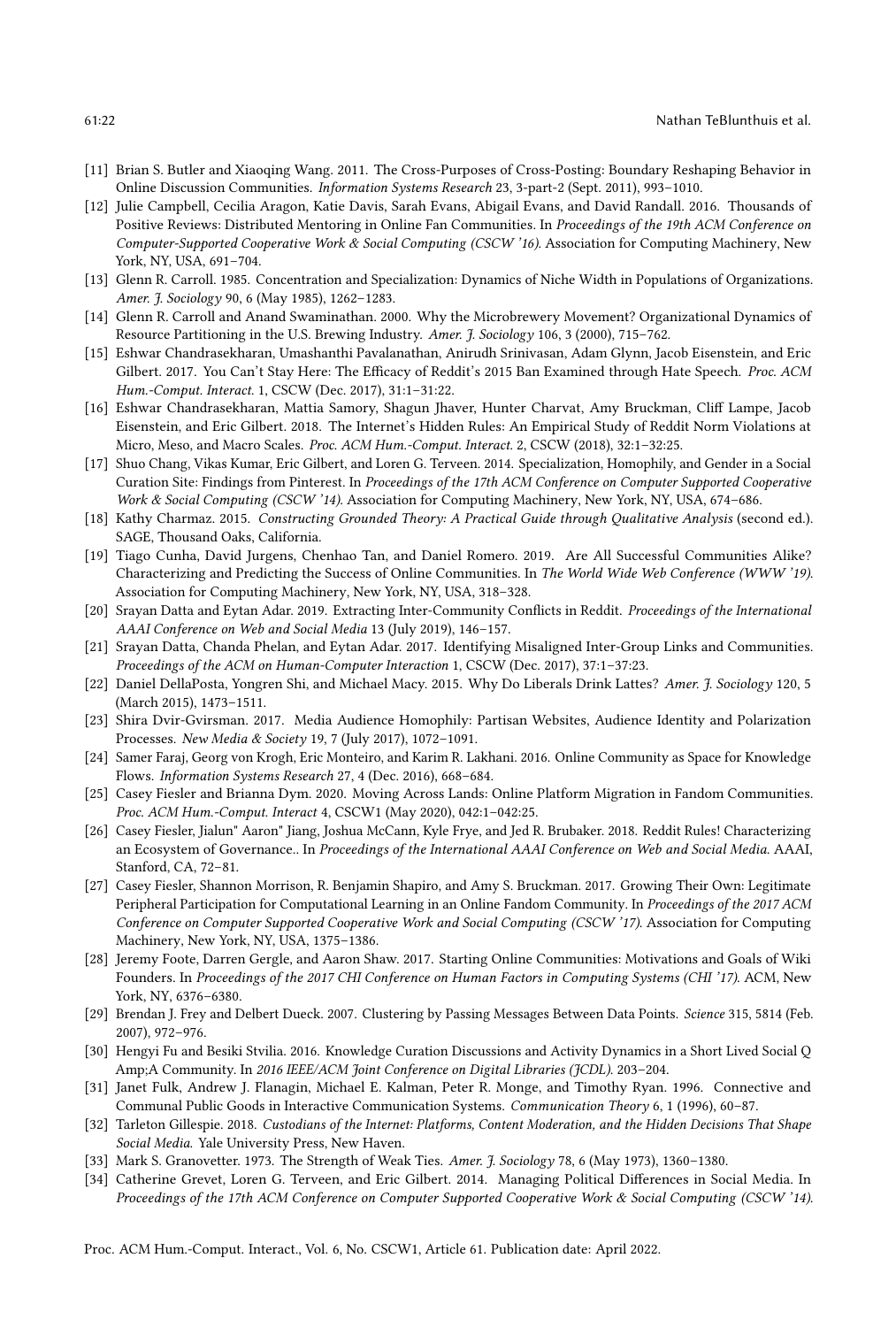[11] Brian S. Butler and Xiaoqing Wang. 2011. The Cross-Purposes of Cross-Posting: Boundary Reshaping Behavior in Online Discussion Communities. *Information Systems Research* 23, 3-part-2 (Sept. 2011), 993–1010.

[12] Julie Campbell, Cecilia Aragon, Katie Davis, Sarah Evans, Abigail Evans, and David Randall. 2016. Thousands of Positive Reviews: Distributed Mentoring in Online Fan Communities. In *Proceedings of the 19th ACM Conference on Computer-Supported Cooperative Work & Social Computing (CSCW '16)*. Association for Computing Machinery, New York, NY, USA, 691–704.

[13] Glenn R. Carroll. 1985. Concentration and Specialization: Dynamics of Niche Width in Populations of Organizations. *Amer. J. Sociology* 90, 6 (May 1985), 1262–1283.

[14] Glenn R. Carroll and Anand Swaminathan. 2000. Why the Microbrewery Movement? Organizational Dynamics of Resource Partitioning in the U.S. Brewing Industry. *Amer. J. Sociology* 106, 3 (2000), 715–762.

[15] Eshwar Chandrasekharan, Umashanthi Pavalanathan, Anirudh Srinivasan, Adam Glynn, Jacob Eisenstein, and Eric Gilbert. 2017. You Can't Stay Here: The Efficacy of Reddit's 2015 Ban Examined through Hate Speech. *Proc. ACM Hum.-Comput. Interact.* 1, CSCW (Dec. 2017), 31:1–31:22.

[16] Eshwar Chandrasekharan, Mattia Samory, Shagun Jhaver, Hunter Charvat, Amy Bruckman, Cliff Lampe, Jacob Eisenstein, and Eric Gilbert. 2018. The Internet's Hidden Rules: An Empirical Study of Reddit Norm Violations at Micro, Meso, and Macro Scales. *Proc. ACM Hum.-Comput. Interact.* 2, CSCW (2018), 32:1–32:25.

[17] Shuo Chang, Vikas Kumar, Eric Gilbert, and Loren G. Terveen. 2014. Specialization, Homophily, and Gender in a Social Curation Site: Findings from Pinterest. In *Proceedings of the 17th ACM Conference on Computer Supported Cooperative Work & Social Computing (CSCW '14)*. Association for Computing Machinery, New York, NY, USA, 674–686.

[18] Kathy Charmaz. 2015. *Constructing Grounded Theory: A Practical Guide through Qualitative Analysis* (second ed.). SAGE, Thousand Oaks, California.

[19] Tiago Cunha, David Jurgens, Chenhao Tan, and Daniel Romero. 2019. Are All Successful Communities Alike? Characterizing and Predicting the Success of Online Communities. In *The World Wide Web Conference (WWW '19)*. Association for Computing Machinery, New York, NY, USA, 318–328.

[20] Srayan Datta and Eytan Adar. 2019. Extracting Inter-Community Conflicts in Reddit. *Proceedings of the International AAAI Conference on Web and Social Media* 13 (July 2019), 146–157.

[21] Srayan Datta, Chanda Phelan, and Eytan Adar. 2017. Identifying Misaligned Inter-Group Links and Communities. *Proceedings of the ACM on Human-Computer Interaction* 1, CSCW (Dec. 2017), 37:1–37:23.

[22] Daniel DellaPosta, Yongren Shi, and Michael Macy. 2015. Why Do Liberals Drink Lattes? *Amer. J. Sociology* 120, 5 (March 2015), 1473–1511.

[23] Shira Dvir-Gvirsman. 2017. Media Audience Homophily: Partisan Websites, Audience Identity and Polarization Processes. *New Media & Society* 19, 7 (July 2017), 1072–1091.

[24] Samer Faraj, Georg von Krogh, Eric Monteiro, and Karim R. Lakhani. 2016. Online Community as Space for Knowledge Flows. *Information Systems Research* 27, 4 (Dec. 2016), 668–684.

[25] Casey Fiesler and Brianna Dym. 2020. Moving Across Lands: Online Platform Migration in Fandom Communities. *Proc. ACM Hum.-Comput. Interact* 4, CSCW1 (May 2020), 042:1–042:25.

[26] Casey Fiesler, Jialun" Aaron" Jiang, Joshua McCann, Kyle Frye, and Jed R. Brubaker. 2018. Reddit Rules! Characterizing an Ecosystem of Governance.. In *Proceedings of the International AAAI Conference on Web and Social Media*. AAAI, Stanford, CA, 72–81.

[27] Casey Fiesler, Shannon Morrison, R. Benjamin Shapiro, and Amy S. Bruckman. 2017. Growing Their Own: Legitimate Peripheral Participation for Computational Learning in an Online Fandom Community. In *Proceedings of the 2017 ACM Conference on Computer Supported Cooperative Work and Social Computing (CSCW '17)*. Association for Computing Machinery, New York, NY, USA, 1375–1386.

[28] Jeremy Foote, Darren Gergle, and Aaron Shaw. 2017. Starting Online Communities: Motivations and Goals of Wiki Founders. In *Proceedings of the 2017 CHI Conference on Human Factors in Computing Systems (CHI '17)*. ACM, New York, NY, 6376–6380.

[29] Brendan J. Frey and Delbert Dueck. 2007. Clustering by Passing Messages Between Data Points. *Science* 315, 5814 (Feb. 2007), 972–976.

[30] Hengyi Fu and Besiki Stvilia. 2016. Knowledge Curation Discussions and Activity Dynamics in a Short Lived Social Q Amp;A Community. In *2016 IEEE/ACM Joint Conference on Digital Libraries (JCDL)*. 203–204.

[31] Janet Fulk, Andrew J. Flanagin, Michael E. Kalman, Peter R. Monge, and Timothy Ryan. 1996. Connective and Communal Public Goods in Interactive Communication Systems. *Communication Theory* 6, 1 (1996), 60–87.

[32] Tarleton Gillespie. 2018. *Custodians of the Internet: Platforms, Content Moderation, and the Hidden Decisions That Shape Social Media*. Yale University Press, New Haven.

[33] Mark S. Granovetter. 1973. The Strength of Weak Ties. *Amer. J. Sociology* 78, 6 (May 1973), 1360–1380.

[34] Catherine Grevet, Loren G. Terveen, and Eric Gilbert. 2014. Managing Political Differences in Social Media. In *Proceedings of the 17th ACM Conference on Computer Supported Cooperative Work & Social Computing (CSCW '14)*.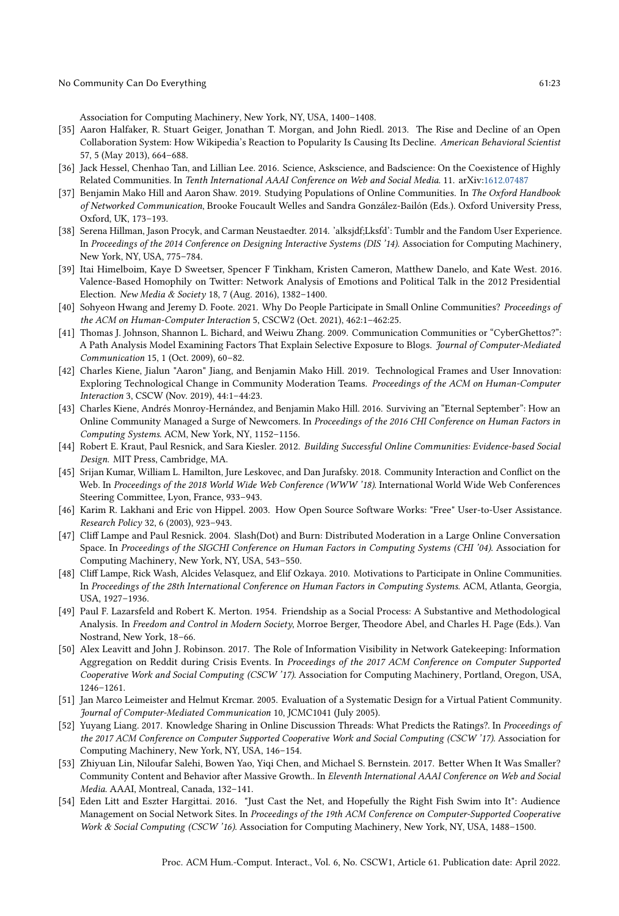Association for Computing Machinery, New York, NY, USA, 1400–1408.

[35] Aaron Halfaker, R. Stuart Geiger, Jonathan T. Morgan, and John Riedl. 2013. The Rise and Decline of an Open Collaboration System: How Wikipedia's Reaction to Popularity Is Causing Its Decline. *American Behavioral Scientist* 57, 5 (May 2013), 664–688.

[36] Jack Hessel, Chenhao Tan, and Lillian Lee. 2016. Science, Askscience, and Badscience: On the Coexistence of Highly Related Communities. In *Tenth International AAAI Conference on Web and Social Media*. 11. arXiv:1612.07487

[37] Benjamin Mako Hill and Aaron Shaw. 2019. Studying Populations of Online Communities. In *The Oxford Handbook of Networked Communication*, Brooke Foucault Welles and Sandra González-Bailón (Eds.). Oxford University Press, Oxford, UK, 173–193.

[38] Serena Hillman, Jason Procyk, and Carman Neustaedter. 2014. 'alksjdf;Lksfd': Tumblr and the Fandom User Experience. In *Proceedings of the 2014 Conference on Designing Interactive Systems (DIS '14)*. Association for Computing Machinery, New York, NY, USA, 775–784.

[39] Itai Himelboim, Kaye D Sweetser, Spencer F Tinkham, Kristen Cameron, Matthew Danelo, and Kate West. 2016. Valence-Based Homophily on Twitter: Network Analysis of Emotions and Political Talk in the 2012 Presidential Election. *New Media & Society* 18, 7 (Aug. 2016), 1382–1400.

[40] Sohyeon Hwang and Jeremy D. Foote. 2021. Why Do People Participate in Small Online Communities? *Proceedings of the ACM on Human-Computer Interaction* 5, CSCW2 (Oct. 2021), 462:1–462:25.

[41] Thomas J. Johnson, Shannon L. Bichard, and Weiwu Zhang. 2009. Communication Communities or "CyberGhettos?": A Path Analysis Model Examining Factors That Explain Selective Exposure to Blogs. *Journal of Computer-Mediated Communication* 15, 1 (Oct. 2009), 60–82.

[42] Charles Kiene, Jialun "Aaron" Jiang, and Benjamin Mako Hill. 2019. Technological Frames and User Innovation: Exploring Technological Change in Community Moderation Teams. *Proceedings of the ACM on Human-Computer Interaction* 3, CSCW (Nov. 2019), 44:1–44:23.

[43] Charles Kiene, Andrés Monroy-Hernández, and Benjamin Mako Hill. 2016. Surviving an "Eternal September": How an Online Community Managed a Surge of Newcomers. In *Proceedings of the 2016 CHI Conference on Human Factors in Computing Systems*. ACM, New York, NY, 1152–1156.

[44] Robert E. Kraut, Paul Resnick, and Sara Kiesler. 2012. *Building Successful Online Communities: Evidence-based Social Design.* MIT Press, Cambridge, MA.

[45] Srijan Kumar, William L. Hamilton, Jure Leskovec, and Dan Jurafsky. 2018. Community Interaction and Conflict on the Web. In *Proceedings of the 2018 World Wide Web Conference (WWW '18)*. International World Wide Web Conferences Steering Committee, Lyon, France, 933–943.

[46] Karim R. Lakhani and Eric von Hippel. 2003. How Open Source Software Works: "Free" User-to-User Assistance. *Research Policy* 32, 6 (2003), 923–943.

[47] Cliff Lampe and Paul Resnick. 2004. Slash(Dot) and Burn: Distributed Moderation in a Large Online Conversation Space. In *Proceedings of the SIGCHI Conference on Human Factors in Computing Systems (CHI '04)*. Association for Computing Machinery, New York, NY, USA, 543–550.

[48] Cliff Lampe, Rick Wash, Alcides Velasquez, and Elif Ozkaya. 2010. Motivations to Participate in Online Communities. In *Proceedings of the 28th International Conference on Human Factors in Computing Systems*. ACM, Atlanta, Georgia, USA, 1927–1936.

[49] Paul F. Lazarsfeld and Robert K. Merton. 1954. Friendship as a Social Process: A Substantive and Methodological Analysis. In *Freedom and Control in Modern Society*, Morroe Berger, Theodore Abel, and Charles H. Page (Eds.). Van Nostrand, New York, 18–66.

[50] Alex Leavitt and John J. Robinson. 2017. The Role of Information Visibility in Network Gatekeeping: Information Aggregation on Reddit during Crisis Events. In *Proceedings of the 2017 ACM Conference on Computer Supported Cooperative Work and Social Computing (CSCW '17)*. Association for Computing Machinery, Portland, Oregon, USA, 1246–1261.

[51] Jan Marco Leimeister and Helmut Krcmar. 2005. Evaluation of a Systematic Design for a Virtual Patient Community. *Journal of Computer-Mediated Communication* 10, JCMC1041 (July 2005).

[52] Yuyang Liang. 2017. Knowledge Sharing in Online Discussion Threads: What Predicts the Ratings?. In *Proceedings of the 2017 ACM Conference on Computer Supported Cooperative Work and Social Computing (CSCW '17)*. Association for Computing Machinery, New York, NY, USA, 146–154.

[53] Zhiyuan Lin, Niloufar Salehi, Bowen Yao, Yiqi Chen, and Michael S. Bernstein. 2017. Better When It Was Smaller? Community Content and Behavior after Massive Growth.. In *Eleventh International AAAI Conference on Web and Social Media*. AAAI, Montreal, Canada, 132–141.

[54] Eden Litt and Eszter Hargittai. 2016. "Just Cast the Net, and Hopefully the Right Fish Swim into It": Audience Management on Social Network Sites. In *Proceedings of the 19th ACM Conference on Computer-Supported Cooperative Work & Social Computing (CSCW '16)*. Association for Computing Machinery, New York, NY, USA, 1488–1500.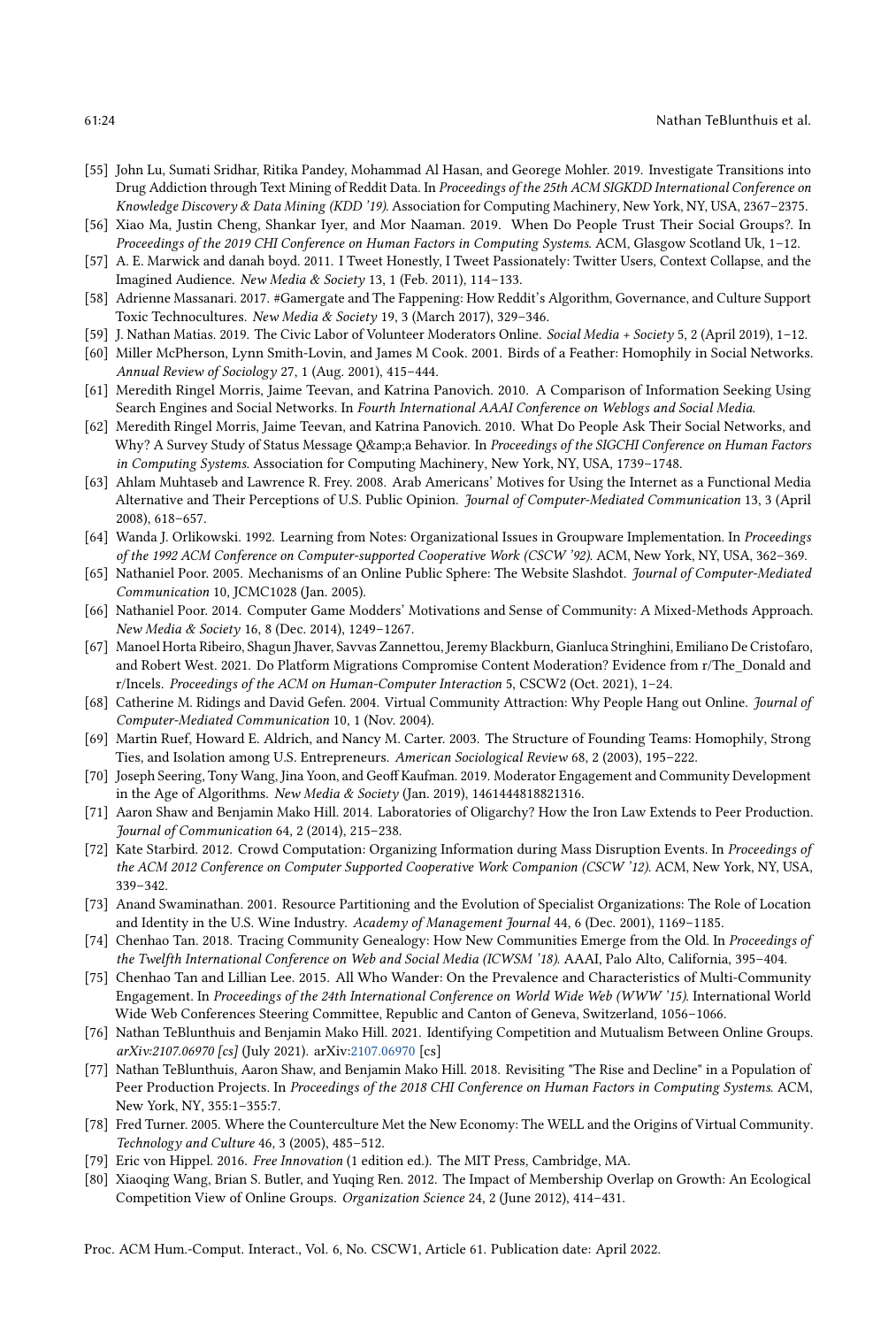[55] John Lu, Sumati Sridhar, Ritika Pandey, Mohammad Al Hasan, and Georege Mohler. 2019. Investigate Transitions into Drug Addiction through Text Mining of Reddit Data. In *Proceedings of the 25th ACM SIGKDD International Conference on Knowledge Discovery & Data Mining (KDD '19)*. Association for Computing Machinery, New York, NY, USA, 2367–2375.

[56] Xiao Ma, Justin Cheng, Shankar Iyer, and Mor Naaman. 2019. When Do People Trust Their Social Groups?. In *Proceedings of the 2019 CHI Conference on Human Factors in Computing Systems*. ACM, Glasgow Scotland Uk, 1–12.

[57] A. E. Marwick and danah boyd. 2011. I Tweet Honestly, I Tweet Passionately: Twitter Users, Context Collapse, and the Imagined Audience. *New Media & Society* 13, 1 (Feb. 2011), 114–133.

[58] Adrienne Massanari. 2017. #Gamergate and The Fappening: How Reddit's Algorithm, Governance, and Culture Support Toxic Technocultures. *New Media & Society* 19, 3 (March 2017), 329–346.

[59] J. Nathan Matias. 2019. The Civic Labor of Volunteer Moderators Online. *Social Media + Society* 5, 2 (April 2019), 1–12.

[60] Miller McPherson, Lynn Smith-Lovin, and James M Cook. 2001. Birds of a Feather: Homophily in Social Networks. *Annual Review of Sociology* 27, 1 (Aug. 2001), 415–444.

[61] Meredith Ringel Morris, Jaime Teevan, and Katrina Panovich. 2010. A Comparison of Information Seeking Using Search Engines and Social Networks. In *Fourth International AAAI Conference on Weblogs and Social Media*.

[62] Meredith Ringel Morris, Jaime Teevan, and Katrina Panovich. 2010. What Do People Ask Their Social Networks, and Why? A Survey Study of Status Message Q&amp;a Behavior. In *Proceedings of the SIGCHI Conference on Human Factors in Computing Systems*. Association for Computing Machinery, New York, NY, USA, 1739–1748.

[63] Ahlam Muhtaseb and Lawrence R. Frey. 2008. Arab Americans' Motives for Using the Internet as a Functional Media Alternative and Their Perceptions of U.S. Public Opinion. *Journal of Computer-Mediated Communication* 13, 3 (April 2008), 618–657.

[64] Wanda J. Orlikowski. 1992. Learning from Notes: Organizational Issues in Groupware Implementation. In *Proceedings of the 1992 ACM Conference on Computer-supported Cooperative Work (CSCW '92)*. ACM, New York, NY, USA, 362–369.

[65] Nathaniel Poor. 2005. Mechanisms of an Online Public Sphere: The Website Slashdot. *Journal of Computer-Mediated Communication* 10, JCMC1028 (Jan. 2005).

[66] Nathaniel Poor. 2014. Computer Game Modders' Motivations and Sense of Community: A Mixed-Methods Approach. *New Media & Society* 16, 8 (Dec. 2014), 1249–1267.

[67] Manoel Horta Ribeiro, Shagun Jhaver, Savvas Zannettou, Jeremy Blackburn, Gianluca Stringhini, Emiliano De Cristofaro, and Robert West. 2021. Do Platform Migrations Compromise Content Moderation? Evidence from r/The_Donald and r/Incels. *Proceedings of the ACM on Human-Computer Interaction* 5, CSCW2 (Oct. 2021), 1–24.

[68] Catherine M. Ridings and David Gefen. 2004. Virtual Community Attraction: Why People Hang out Online. *Journal of Computer-Mediated Communication* 10, 1 (Nov. 2004).

[69] Martin Ruef, Howard E. Aldrich, and Nancy M. Carter. 2003. The Structure of Founding Teams: Homophily, Strong Ties, and Isolation among U.S. Entrepreneurs. *American Sociological Review* 68, 2 (2003), 195–222.

[70] Joseph Seering, Tony Wang, Jina Yoon, and Geoff Kaufman. 2019. Moderator Engagement and Community Development in the Age of Algorithms. *New Media & Society* (Jan. 2019), 1461444818821316.

[71] Aaron Shaw and Benjamin Mako Hill. 2014. Laboratories of Oligarchy? How the Iron Law Extends to Peer Production. *Journal of Communication* 64, 2 (2014), 215–238.

[72] Kate Starbird. 2012. Crowd Computation: Organizing Information during Mass Disruption Events. In *Proceedings of the ACM 2012 Conference on Computer Supported Cooperative Work Companion (CSCW '12)*. ACM, New York, NY, USA, 339–342.

[73] Anand Swaminathan. 2001. Resource Partitioning and the Evolution of Specialist Organizations: The Role of Location and Identity in the U.S. Wine Industry. *Academy of Management Journal* 44, 6 (Dec. 2001), 1169–1185.

[74] Chenhao Tan. 2018. Tracing Community Genealogy: How New Communities Emerge from the Old. In *Proceedings of the Twelfth International Conference on Web and Social Media (ICWSM '18)*. AAAI, Palo Alto, California, 395–404.

[75] Chenhao Tan and Lillian Lee. 2015. All Who Wander: On the Prevalence and Characteristics of Multi-Community Engagement. In *Proceedings of the 24th International Conference on World Wide Web (WWW '15)*. International World Wide Web Conferences Steering Committee, Republic and Canton of Geneva, Switzerland, 1056–1066.

[76] Nathan TeBlunthuis and Benjamin Mako Hill. 2021. Identifying Competition and Mutualism Between Online Groups. *arXiv:2107.06970 [cs]* (July 2021). arXiv:2107.06970 [cs]

[77] Nathan TeBlunthuis, Aaron Shaw, and Benjamin Mako Hill. 2018. Revisiting "The Rise and Decline" in a Population of Peer Production Projects. In *Proceedings of the 2018 CHI Conference on Human Factors in Computing Systems*. ACM, New York, NY, 355:1–355:7.

[78] Fred Turner. 2005. Where the Counterculture Met the New Economy: The WELL and the Origins of Virtual Community. *Technology and Culture* 46, 3 (2005), 485–512.

[79] Eric von Hippel. 2016. *Free Innovation* (1 edition ed.). The MIT Press, Cambridge, MA.

[80] Xiaoqing Wang, Brian S. Butler, and Yuqing Ren. 2012. The Impact of Membership Overlap on Growth: An Ecological Competition View of Online Groups. *Organization Science* 24, 2 (June 2012), 414–431.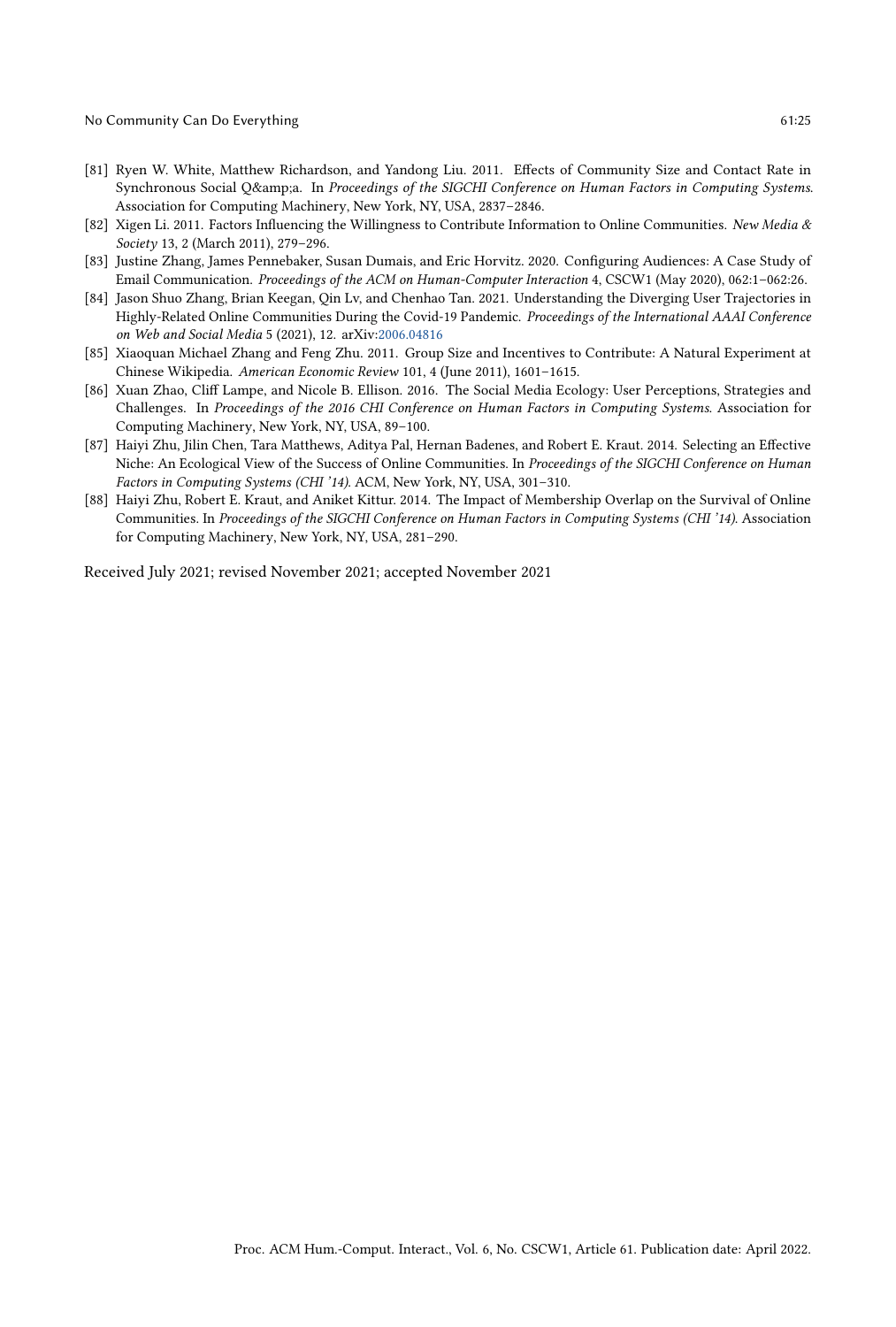[81] Ryen W. White, Matthew Richardson, and Yandong Liu. 2011. Effects of Community Size and Contact Rate in Synchronous Social Q&amp;a. In *Proceedings of the SIGCHI Conference on Human Factors in Computing Systems*. Association for Computing Machinery, New York, NY, USA, 2837–2846.

[82] Xigen Li. 2011. Factors Influencing the Willingness to Contribute Information to Online Communities. *New Media & Society* 13, 2 (March 2011), 279–296.

[83] Justine Zhang, James Pennebaker, Susan Dumais, and Eric Horvitz. 2020. Configuring Audiences: A Case Study of Email Communication. *Proceedings of the ACM on Human-Computer Interaction* 4, CSCW1 (May 2020), 062:1–062:26.

[84] Jason Shuo Zhang, Brian Keegan, Qin Lv, and Chenhao Tan. 2021. Understanding the Diverging User Trajectories in Highly-Related Online Communities During the Covid-19 Pandemic. *Proceedings of the International AAAI Conference on Web and Social Media* 5 (2021), 12. arXiv:2006.04816

[85] Xiaoquan Michael Zhang and Feng Zhu. 2011. Group Size and Incentives to Contribute: A Natural Experiment at Chinese Wikipedia. *American Economic Review* 101, 4 (June 2011), 1601–1615.

[86] Xuan Zhao, Cliff Lampe, and Nicole B. Ellison. 2016. The Social Media Ecology: User Perceptions, Strategies and Challenges. In *Proceedings of the 2016 CHI Conference on Human Factors in Computing Systems*. Association for Computing Machinery, New York, NY, USA, 89–100.

[87] Haiyi Zhu, Jilin Chen, Tara Matthews, Aditya Pal, Hernan Badenes, and Robert E. Kraut. 2014. Selecting an Effective Niche: An Ecological View of the Success of Online Communities. In *Proceedings of the SIGCHI Conference on Human Factors in Computing Systems (CHI '14)*. ACM, New York, NY, USA, 301–310.

[88] Haiyi Zhu, Robert E. Kraut, and Aniket Kittur. 2014. The Impact of Membership Overlap on the Survival of Online Communities. In *Proceedings of the SIGCHI Conference on Human Factors in Computing Systems (CHI '14)*. Association for Computing Machinery, New York, NY, USA, 281–290.

Received July 2021; revised November 2021; accepted November 2021